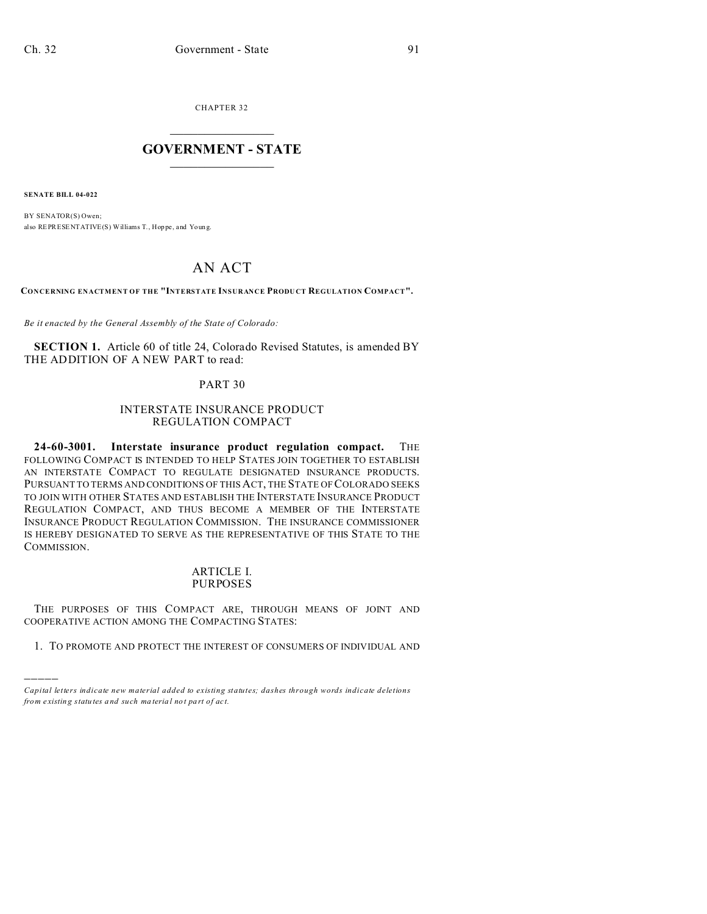CHAPTER 32

# GOVERNMENT - STATE

**SENATE BILL 04-022**

BY SENATOR(S) Owen;
also REPRESENTATIVE(S) Williams T., Hoppe, and Young.

# AN ACT

**CONCERNING ENACTMENT OF THE "INTERSTATE INSURANCE PRODUCT REGULATION COMPACT".**

*Be it enacted by the General Assembly of the State of Colorado:*

**SECTION 1.** Article 60 of title 24, Colorado Revised Statutes, is amended BY THE ADDITION OF A NEW PART to read:

PART 30

INTERSTATE INSURANCE PRODUCT REGULATION COMPACT

**24-60-3001. Interstate insurance product regulation compact.** THE FOLLOWING COMPACT IS INTENDED TO HELP STATES JOIN TOGETHER TO ESTABLISH AN INTERSTATE COMPACT TO REGULATE DESIGNATED INSURANCE PRODUCTS. PURSUANT TO TERMS AND CONDITIONS OF THIS ACT, THE STATE OF COLORADO SEEKS TO JOIN WITH OTHER STATES AND ESTABLISH THE INTERSTATE INSURANCE PRODUCT REGULATION COMPACT, AND THUS BECOME A MEMBER OF THE INTERSTATE INSURANCE PRODUCT REGULATION COMMISSION. THE INSURANCE COMMISSIONER IS HEREBY DESIGNATED TO SERVE AS THE REPRESENTATIVE OF THIS STATE TO THE COMMISSION.

ARTICLE I.
PURPOSES

THE PURPOSES OF THIS COMPACT ARE, THROUGH MEANS OF JOINT AND COOPERATIVE ACTION AMONG THE COMPACTING STATES:

1. TO PROMOTE AND PROTECT THE INTEREST OF CONSUMERS OF INDIVIDUAL AND

*Capital letters indicate new material added to existing statutes; dashes through words indicate deletions from existing statutes and such material not part of act.*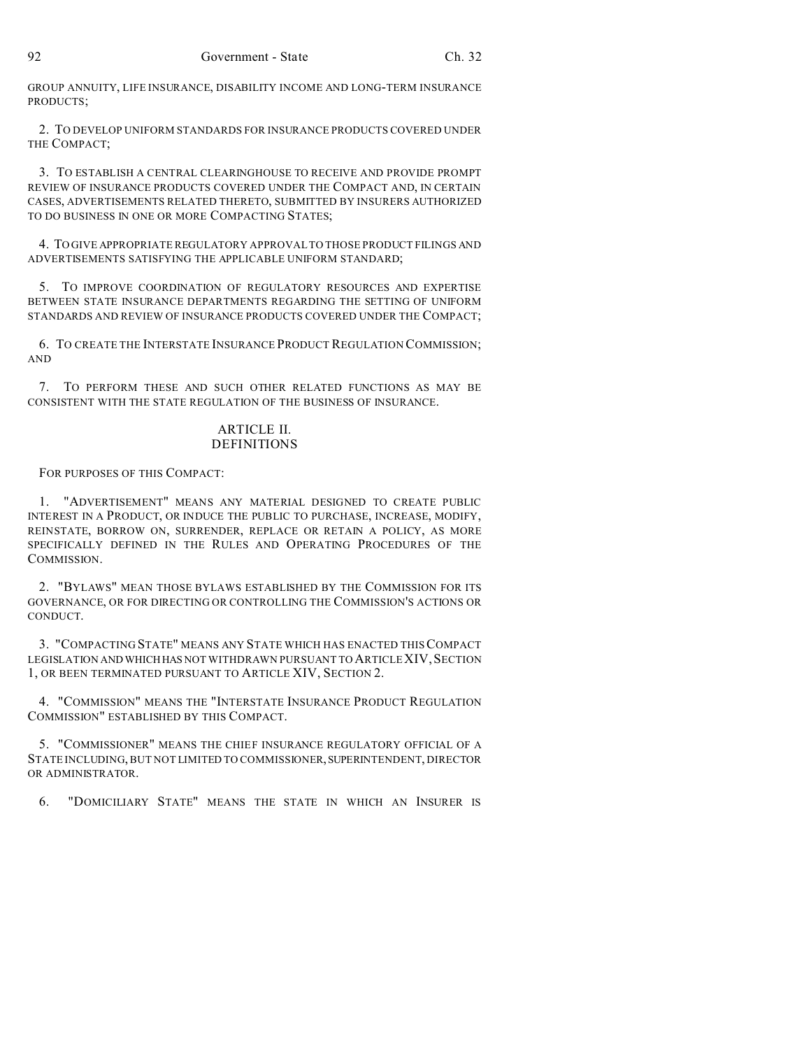GROUP ANNUITY, LIFE INSURANCE, DISABILITY INCOME AND LONG-TERM INSURANCE PRODUCTS;

2. TO DEVELOP UNIFORM STANDARDS FOR INSURANCE PRODUCTS COVERED UNDER THE COMPACT;

3. TO ESTABLISH A CENTRAL CLEARINGHOUSE TO RECEIVE AND PROVIDE PROMPT REVIEW OF INSURANCE PRODUCTS COVERED UNDER THE COMPACT AND, IN CERTAIN CASES, ADVERTISEMENTS RELATED THERETO, SUBMITTED BY INSURERS AUTHORIZED TO DO BUSINESS IN ONE OR MORE COMPACTING STATES;

4. TO GIVE APPROPRIATE REGULATORY APPROVAL TO THOSE PRODUCT FILINGS AND ADVERTISEMENTS SATISFYING THE APPLICABLE UNIFORM STANDARD;

5. TO IMPROVE COORDINATION OF REGULATORY RESOURCES AND EXPERTISE BETWEEN STATE INSURANCE DEPARTMENTS REGARDING THE SETTING OF UNIFORM STANDARDS AND REVIEW OF INSURANCE PRODUCTS COVERED UNDER THE COMPACT;

6. TO CREATE THE INTERSTATE INSURANCE PRODUCT REGULATION COMMISSION; AND

7. TO PERFORM THESE AND SUCH OTHER RELATED FUNCTIONS AS MAY BE CONSISTENT WITH THE STATE REGULATION OF THE BUSINESS OF INSURANCE.

## ARTICLE II. DEFINITIONS

FOR PURPOSES OF THIS COMPACT:

1. "ADVERTISEMENT" MEANS ANY MATERIAL DESIGNED TO CREATE PUBLIC INTEREST IN A PRODUCT, OR INDUCE THE PUBLIC TO PURCHASE, INCREASE, MODIFY, REINSTATE, BORROW ON, SURRENDER, REPLACE OR RETAIN A POLICY, AS MORE SPECIFICALLY DEFINED IN THE RULES AND OPERATING PROCEDURES OF THE COMMISSION.

2. "BYLAWS" MEAN THOSE BYLAWS ESTABLISHED BY THE COMMISSION FOR ITS GOVERNANCE, OR FOR DIRECTING OR CONTROLLING THE COMMISSION'S ACTIONS OR CONDUCT.

3. "COMPACTING STATE" MEANS ANY STATE WHICH HAS ENACTED THIS COMPACT LEGISLATION AND WHICH HAS NOT WITHDRAWN PURSUANT TO ARTICLE XIV, SECTION 1, OR BEEN TERMINATED PURSUANT TO ARTICLE XIV, SECTION 2.

4. "COMMISSION" MEANS THE "INTERSTATE INSURANCE PRODUCT REGULATION COMMISSION" ESTABLISHED BY THIS COMPACT.

5. "COMMISSIONER" MEANS THE CHIEF INSURANCE REGULATORY OFFICIAL OF A STATE INCLUDING, BUT NOT LIMITED TO COMMISSIONER, SUPERINTENDENT, DIRECTOR OR ADMINISTRATOR.

6. "DOMICILIARY STATE" MEANS THE STATE IN WHICH AN INSURER IS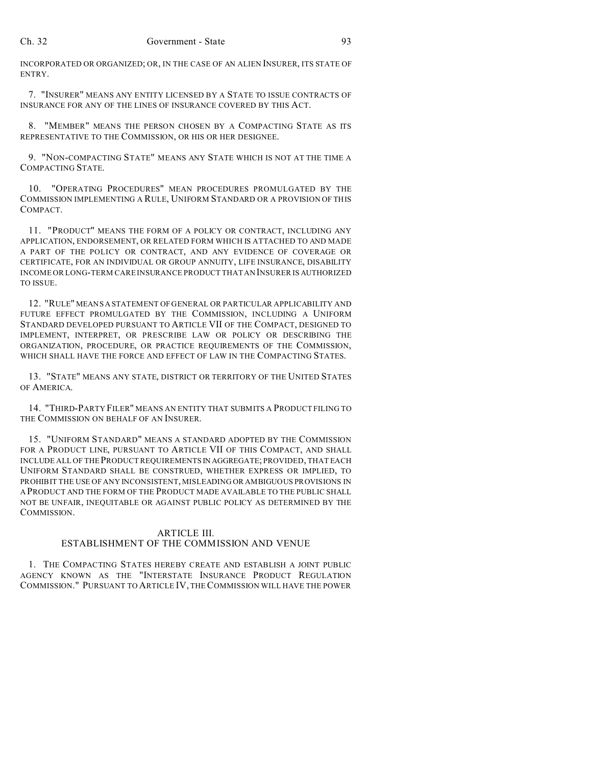INCORPORATED OR ORGANIZED; OR, IN THE CASE OF AN ALIEN INSURER, ITS STATE OF ENTRY.

7. "INSURER" MEANS ANY ENTITY LICENSED BY A STATE TO ISSUE CONTRACTS OF INSURANCE FOR ANY OF THE LINES OF INSURANCE COVERED BY THIS ACT.

8. "MEMBER" MEANS THE PERSON CHOSEN BY A COMPACTING STATE AS ITS REPRESENTATIVE TO THE COMMISSION, OR HIS OR HER DESIGNEE.

9. "NON-COMPACTING STATE" MEANS ANY STATE WHICH IS NOT AT THE TIME A COMPACTING STATE.

10. "OPERATING PROCEDURES" MEAN PROCEDURES PROMULGATED BY THE COMMISSION IMPLEMENTING A RULE, UNIFORM STANDARD OR A PROVISION OF THIS COMPACT.

11. "PRODUCT" MEANS THE FORM OF A POLICY OR CONTRACT, INCLUDING ANY APPLICATION, ENDORSEMENT, OR RELATED FORM WHICH IS ATTACHED TO AND MADE A PART OF THE POLICY OR CONTRACT, AND ANY EVIDENCE OF COVERAGE OR CERTIFICATE, FOR AN INDIVIDUAL OR GROUP ANNUITY, LIFE INSURANCE, DISABILITY INCOME OR LONG-TERM CARE INSURANCE PRODUCT THAT AN INSURER IS AUTHORIZED TO ISSUE.

12. "RULE" MEANS A STATEMENT OF GENERAL OR PARTICULAR APPLICABILITY AND FUTURE EFFECT PROMULGATED BY THE COMMISSION, INCLUDING A UNIFORM STANDARD DEVELOPED PURSUANT TO ARTICLE VII OF THE COMPACT, DESIGNED TO IMPLEMENT, INTERPRET, OR PRESCRIBE LAW OR POLICY OR DESCRIBING THE ORGANIZATION, PROCEDURE, OR PRACTICE REQUIREMENTS OF THE COMMISSION, WHICH SHALL HAVE THE FORCE AND EFFECT OF LAW IN THE COMPACTING STATES.

13. "STATE" MEANS ANY STATE, DISTRICT OR TERRITORY OF THE UNITED STATES OF AMERICA.

14. "THIRD-PARTY FILER" MEANS AN ENTITY THAT SUBMITS A PRODUCT FILING TO THE COMMISSION ON BEHALF OF AN INSURER.

15. "UNIFORM STANDARD" MEANS A STANDARD ADOPTED BY THE COMMISSION FOR A PRODUCT LINE, PURSUANT TO ARTICLE VII OF THIS COMPACT, AND SHALL INCLUDE ALL OF THE PRODUCT REQUIREMENTS IN AGGREGATE; PROVIDED, THAT EACH UNIFORM STANDARD SHALL BE CONSTRUED, WHETHER EXPRESS OR IMPLIED, TO PROHIBIT THE USE OF ANY INCONSISTENT, MISLEADING OR AMBIGUOUS PROVISIONS IN A PRODUCT AND THE FORM OF THE PRODUCT MADE AVAILABLE TO THE PUBLIC SHALL NOT BE UNFAIR, INEQUITABLE OR AGAINST PUBLIC POLICY AS DETERMINED BY THE COMMISSION.

## ARTICLE III.
## ESTABLISHMENT OF THE COMMISSION AND VENUE

1. THE COMPACTING STATES HEREBY CREATE AND ESTABLISH A JOINT PUBLIC AGENCY KNOWN AS THE "INTERSTATE INSURANCE PRODUCT REGULATION COMMISSION." PURSUANT TO ARTICLE IV, THE COMMISSION WILL HAVE THE POWER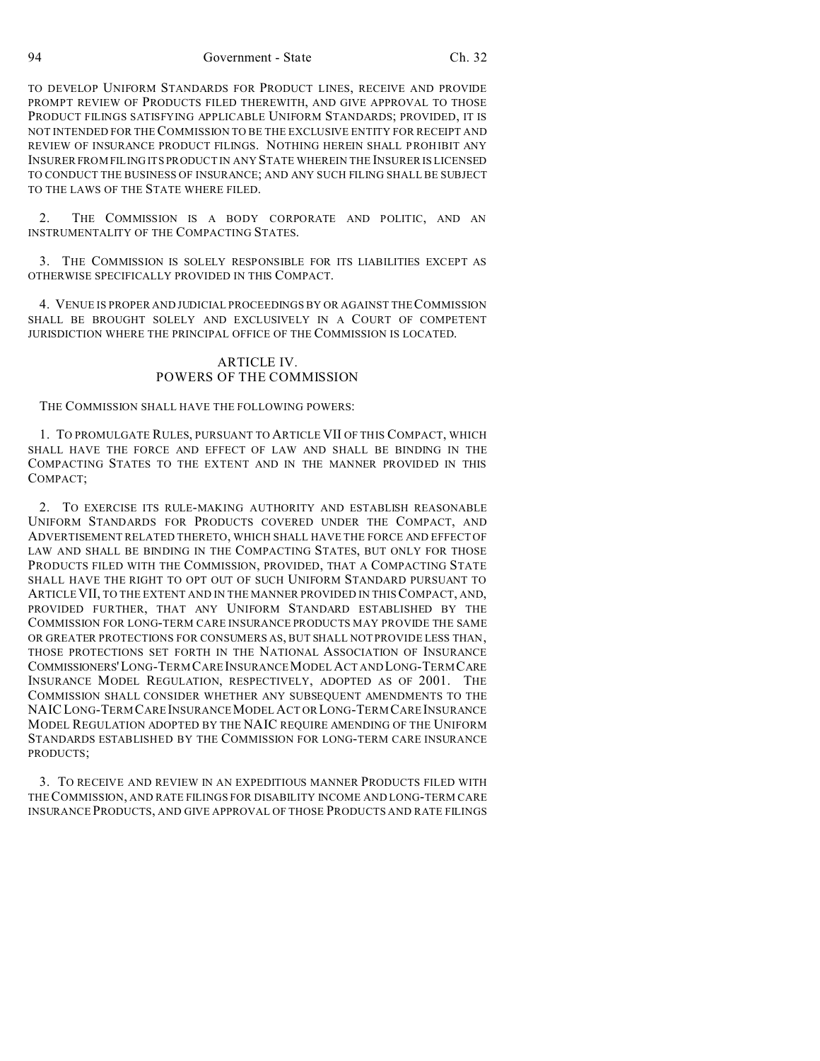TO DEVELOP UNIFORM STANDARDS FOR PRODUCT LINES, RECEIVE AND PROVIDE PROMPT REVIEW OF PRODUCTS FILED THEREWITH, AND GIVE APPROVAL TO THOSE PRODUCT FILINGS SATISFYING APPLICABLE UNIFORM STANDARDS; PROVIDED, IT IS NOT INTENDED FOR THE COMMISSION TO BE THE EXCLUSIVE ENTITY FOR RECEIPT AND REVIEW OF INSURANCE PRODUCT FILINGS. NOTHING HEREIN SHALL PROHIBIT ANY INSURER FROM FILING ITS PRODUCT IN ANY STATE WHEREIN THE INSURER IS LICENSED TO CONDUCT THE BUSINESS OF INSURANCE; AND ANY SUCH FILING SHALL BE SUBJECT TO THE LAWS OF THE STATE WHERE FILED.

2. THE COMMISSION IS A BODY CORPORATE AND POLITIC, AND AN INSTRUMENTALITY OF THE COMPACTING STATES.

3. THE COMMISSION IS SOLELY RESPONSIBLE FOR ITS LIABILITIES EXCEPT AS OTHERWISE SPECIFICALLY PROVIDED IN THIS COMPACT.

4. VENUE IS PROPER AND JUDICIAL PROCEEDINGS BY OR AGAINST THE COMMISSION SHALL BE BROUGHT SOLELY AND EXCLUSIVELY IN A COURT OF COMPETENT JURISDICTION WHERE THE PRINCIPAL OFFICE OF THE COMMISSION IS LOCATED.

## ARTICLE IV.
## POWERS OF THE COMMISSION

THE COMMISSION SHALL HAVE THE FOLLOWING POWERS:

1. TO PROMULGATE RULES, PURSUANT TO ARTICLE VII OF THIS COMPACT, WHICH SHALL HAVE THE FORCE AND EFFECT OF LAW AND SHALL BE BINDING IN THE COMPACTING STATES TO THE EXTENT AND IN THE MANNER PROVIDED IN THIS COMPACT;

2. TO EXERCISE ITS RULE-MAKING AUTHORITY AND ESTABLISH REASONABLE UNIFORM STANDARDS FOR PRODUCTS COVERED UNDER THE COMPACT, AND ADVERTISEMENT RELATED THERETO, WHICH SHALL HAVE THE FORCE AND EFFECT OF LAW AND SHALL BE BINDING IN THE COMPACTING STATES, BUT ONLY FOR THOSE PRODUCTS FILED WITH THE COMMISSION, PROVIDED, THAT A COMPACTING STATE SHALL HAVE THE RIGHT TO OPT OUT OF SUCH UNIFORM STANDARD PURSUANT TO ARTICLE VII, TO THE EXTENT AND IN THE MANNER PROVIDED IN THIS COMPACT, AND, PROVIDED FURTHER, THAT ANY UNIFORM STANDARD ESTABLISHED BY THE COMMISSION FOR LONG-TERM CARE INSURANCE PRODUCTS MAY PROVIDE THE SAME OR GREATER PROTECTIONS FOR CONSUMERS AS, BUT SHALL NOT PROVIDE LESS THAN, THOSE PROTECTIONS SET FORTH IN THE NATIONAL ASSOCIATION OF INSURANCE COMMISSIONERS' LONG-TERM CARE INSURANCE MODEL ACT AND LONG-TERM CARE INSURANCE MODEL REGULATION, RESPECTIVELY, ADOPTED AS OF 2001. THE COMMISSION SHALL CONSIDER WHETHER ANY SUBSEQUENT AMENDMENTS TO THE NAIC LONG-TERM CARE INSURANCE MODEL ACT OR LONG-TERM CARE INSURANCE MODEL REGULATION ADOPTED BY THE NAIC REQUIRE AMENDING OF THE UNIFORM STANDARDS ESTABLISHED BY THE COMMISSION FOR LONG-TERM CARE INSURANCE PRODUCTS;

3. TO RECEIVE AND REVIEW IN AN EXPEDITIOUS MANNER PRODUCTS FILED WITH THE COMMISSION, AND RATE FILINGS FOR DISABILITY INCOME AND LONG-TERM CARE INSURANCE PRODUCTS, AND GIVE APPROVAL OF THOSE PRODUCTS AND RATE FILINGS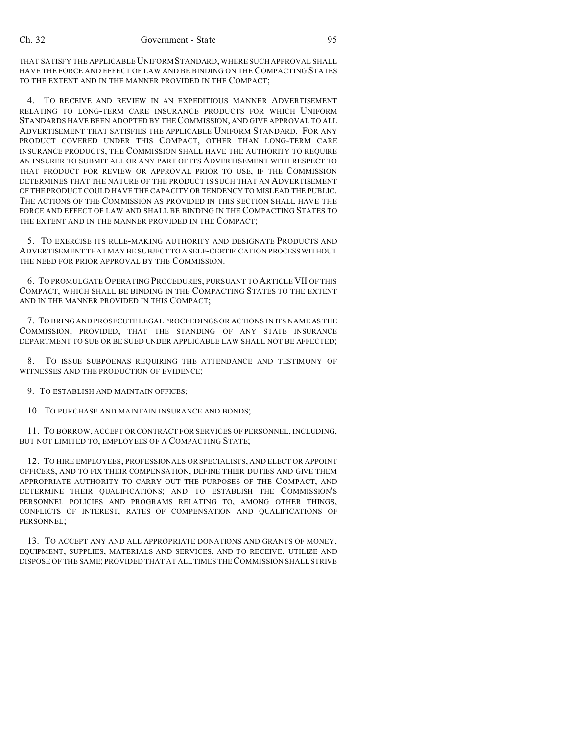THAT SATISFY THE APPLICABLE UNIFORM STANDARD, WHERE SUCH APPROVAL SHALL HAVE THE FORCE AND EFFECT OF LAW AND BE BINDING ON THE COMPACTING STATES TO THE EXTENT AND IN THE MANNER PROVIDED IN THE COMPACT;

4. TO RECEIVE AND REVIEW IN AN EXPEDITIOUS MANNER ADVERTISEMENT RELATING TO LONG-TERM CARE INSURANCE PRODUCTS FOR WHICH UNIFORM STANDARDS HAVE BEEN ADOPTED BY THE COMMISSION, AND GIVE APPROVAL TO ALL ADVERTISEMENT THAT SATISFIES THE APPLICABLE UNIFORM STANDARD. FOR ANY PRODUCT COVERED UNDER THIS COMPACT, OTHER THAN LONG-TERM CARE INSURANCE PRODUCTS, THE COMMISSION SHALL HAVE THE AUTHORITY TO REQUIRE AN INSURER TO SUBMIT ALL OR ANY PART OF ITS ADVERTISEMENT WITH RESPECT TO THAT PRODUCT FOR REVIEW OR APPROVAL PRIOR TO USE, IF THE COMMISSION DETERMINES THAT THE NATURE OF THE PRODUCT IS SUCH THAT AN ADVERTISEMENT OF THE PRODUCT COULD HAVE THE CAPACITY OR TENDENCY TO MISLEAD THE PUBLIC. THE ACTIONS OF THE COMMISSION AS PROVIDED IN THIS SECTION SHALL HAVE THE FORCE AND EFFECT OF LAW AND SHALL BE BINDING IN THE COMPACTING STATES TO THE EXTENT AND IN THE MANNER PROVIDED IN THE COMPACT;

5. TO EXERCISE ITS RULE-MAKING AUTHORITY AND DESIGNATE PRODUCTS AND ADVERTISEMENT THAT MAY BE SUBJECT TO A SELF-CERTIFICATION PROCESS WITHOUT THE NEED FOR PRIOR APPROVAL BY THE COMMISSION.

6. TO PROMULGATE OPERATING PROCEDURES, PURSUANT TO ARTICLE VII OF THIS COMPACT, WHICH SHALL BE BINDING IN THE COMPACTING STATES TO THE EXTENT AND IN THE MANNER PROVIDED IN THIS COMPACT;

7. TO BRING AND PROSECUTE LEGAL PROCEEDINGS OR ACTIONS IN ITS NAME AS THE COMMISSION; PROVIDED, THAT THE STANDING OF ANY STATE INSURANCE DEPARTMENT TO SUE OR BE SUED UNDER APPLICABLE LAW SHALL NOT BE AFFECTED;

8. TO ISSUE SUBPOENAS REQUIRING THE ATTENDANCE AND TESTIMONY OF WITNESSES AND THE PRODUCTION OF EVIDENCE;

9. TO ESTABLISH AND MAINTAIN OFFICES;

10. TO PURCHASE AND MAINTAIN INSURANCE AND BONDS;

11. TO BORROW, ACCEPT OR CONTRACT FOR SERVICES OF PERSONNEL, INCLUDING, BUT NOT LIMITED TO, EMPLOYEES OF A COMPACTING STATE;

12. TO HIRE EMPLOYEES, PROFESSIONALS OR SPECIALISTS, AND ELECT OR APPOINT OFFICERS, AND TO FIX THEIR COMPENSATION, DEFINE THEIR DUTIES AND GIVE THEM APPROPRIATE AUTHORITY TO CARRY OUT THE PURPOSES OF THE COMPACT, AND DETERMINE THEIR QUALIFICATIONS; AND TO ESTABLISH THE COMMISSION'S PERSONNEL POLICIES AND PROGRAMS RELATING TO, AMONG OTHER THINGS, CONFLICTS OF INTEREST, RATES OF COMPENSATION AND QUALIFICATIONS OF PERSONNEL;

13. TO ACCEPT ANY AND ALL APPROPRIATE DONATIONS AND GRANTS OF MONEY, EQUIPMENT, SUPPLIES, MATERIALS AND SERVICES, AND TO RECEIVE, UTILIZE AND DISPOSE OF THE SAME; PROVIDED THAT AT ALL TIMES THE COMMISSION SHALL STRIVE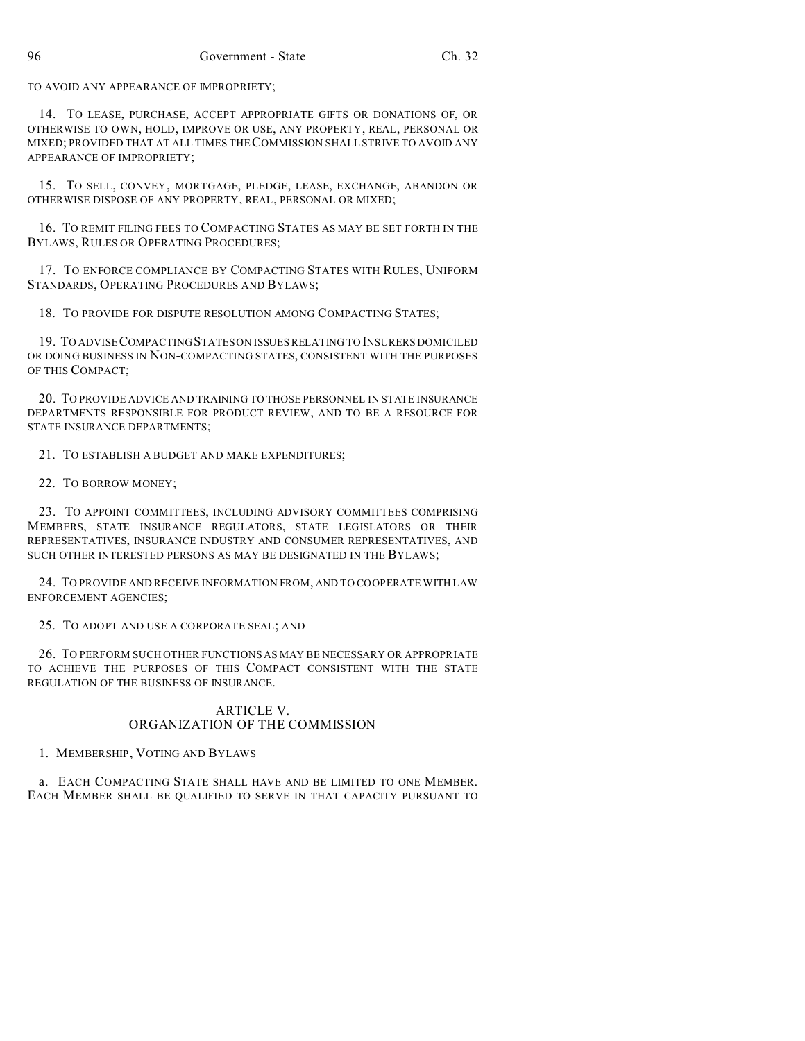TO AVOID ANY APPEARANCE OF IMPROPRIETY;

14. TO LEASE, PURCHASE, ACCEPT APPROPRIATE GIFTS OR DONATIONS OF, OR OTHERWISE TO OWN, HOLD, IMPROVE OR USE, ANY PROPERTY, REAL, PERSONAL OR MIXED; PROVIDED THAT AT ALL TIMES THE COMMISSION SHALL STRIVE TO AVOID ANY APPEARANCE OF IMPROPRIETY;

15. TO SELL, CONVEY, MORTGAGE, PLEDGE, LEASE, EXCHANGE, ABANDON OR OTHERWISE DISPOSE OF ANY PROPERTY, REAL, PERSONAL OR MIXED;

16. TO REMIT FILING FEES TO COMPACTING STATES AS MAY BE SET FORTH IN THE BYLAWS, RULES OR OPERATING PROCEDURES;

17. TO ENFORCE COMPLIANCE BY COMPACTING STATES WITH RULES, UNIFORM STANDARDS, OPERATING PROCEDURES AND BYLAWS;

18. TO PROVIDE FOR DISPUTE RESOLUTION AMONG COMPACTING STATES;

19. TO ADVISE COMPACTING STATES ON ISSUES RELATING TO INSURERS DOMICILED OR DOING BUSINESS IN NON-COMPACTING STATES, CONSISTENT WITH THE PURPOSES OF THIS COMPACT;

20. TO PROVIDE ADVICE AND TRAINING TO THOSE PERSONNEL IN STATE INSURANCE DEPARTMENTS RESPONSIBLE FOR PRODUCT REVIEW, AND TO BE A RESOURCE FOR STATE INSURANCE DEPARTMENTS;

21. TO ESTABLISH A BUDGET AND MAKE EXPENDITURES;

22. TO BORROW MONEY;

23. TO APPOINT COMMITTEES, INCLUDING ADVISORY COMMITTEES COMPRISING MEMBERS, STATE INSURANCE REGULATORS, STATE LEGISLATORS OR THEIR REPRESENTATIVES, INSURANCE INDUSTRY AND CONSUMER REPRESENTATIVES, AND SUCH OTHER INTERESTED PERSONS AS MAY BE DESIGNATED IN THE BYLAWS;

24. TO PROVIDE AND RECEIVE INFORMATION FROM, AND TO COOPERATE WITH LAW ENFORCEMENT AGENCIES;

25. TO ADOPT AND USE A CORPORATE SEAL; AND

26. TO PERFORM SUCH OTHER FUNCTIONS AS MAY BE NECESSARY OR APPROPRIATE TO ACHIEVE THE PURPOSES OF THIS COMPACT CONSISTENT WITH THE STATE REGULATION OF THE BUSINESS OF INSURANCE.

## ARTICLE V.
## ORGANIZATION OF THE COMMISSION

1. MEMBERSHIP, VOTING AND BYLAWS

a. EACH COMPACTING STATE SHALL HAVE AND BE LIMITED TO ONE MEMBER. EACH MEMBER SHALL BE QUALIFIED TO SERVE IN THAT CAPACITY PURSUANT TO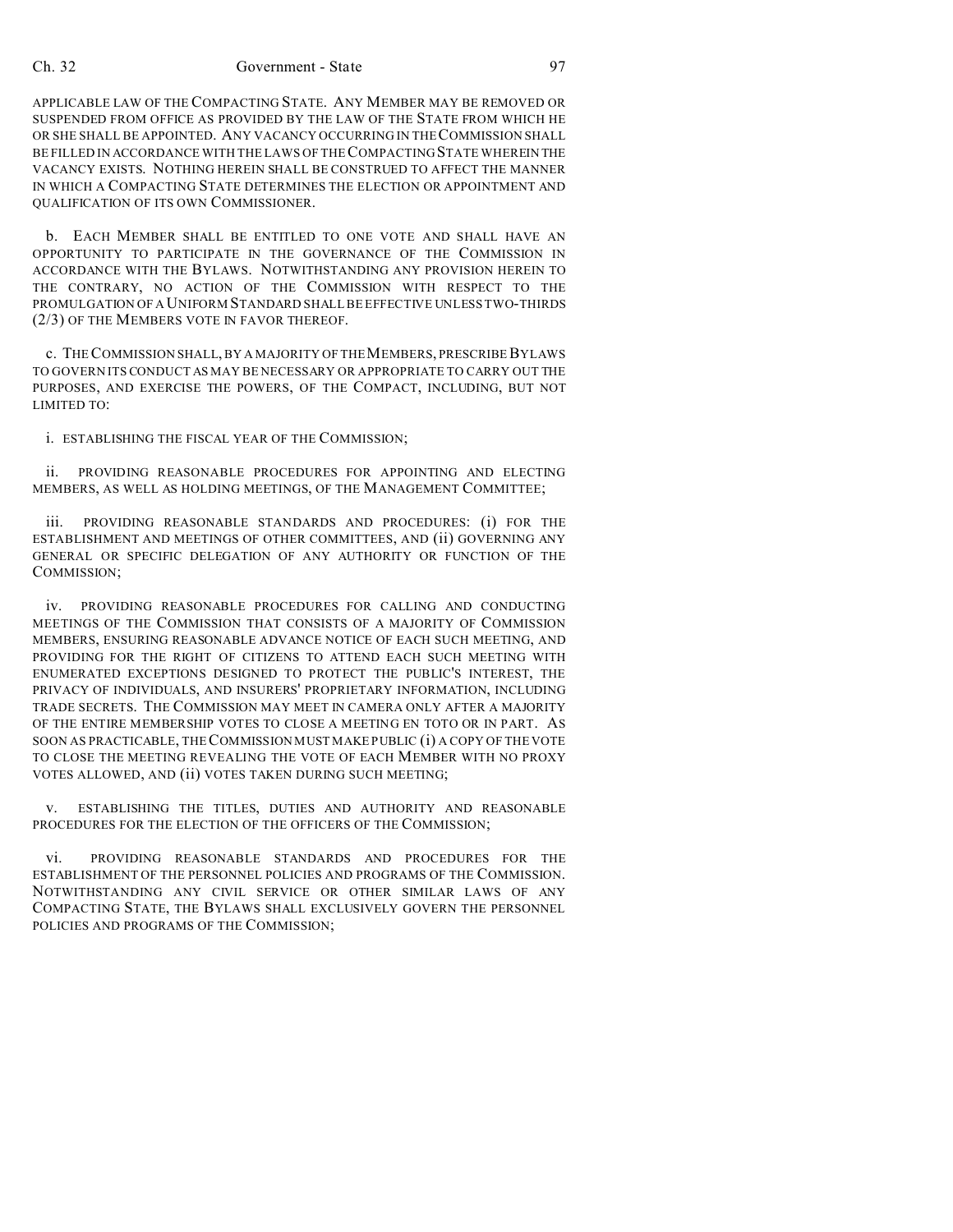APPLICABLE LAW OF THE COMPACTING STATE. ANY MEMBER MAY BE REMOVED OR SUSPENDED FROM OFFICE AS PROVIDED BY THE LAW OF THE STATE FROM WHICH HE OR SHE SHALL BE APPOINTED. ANY VACANCY OCCURRING IN THE COMMISSION SHALL BE FILLED IN ACCORDANCE WITH THE LAWS OF THE COMPACTING STATE WHEREIN THE VACANCY EXISTS. NOTHING HEREIN SHALL BE CONSTRUED TO AFFECT THE MANNER IN WHICH A COMPACTING STATE DETERMINES THE ELECTION OR APPOINTMENT AND QUALIFICATION OF ITS OWN COMMISSIONER.

b. EACH MEMBER SHALL BE ENTITLED TO ONE VOTE AND SHALL HAVE AN OPPORTUNITY TO PARTICIPATE IN THE GOVERNANCE OF THE COMMISSION IN ACCORDANCE WITH THE BYLAWS. NOTWITHSTANDING ANY PROVISION HEREIN TO THE CONTRARY, NO ACTION OF THE COMMISSION WITH RESPECT TO THE PROMULGATION OF A UNIFORM STANDARD SHALL BE EFFECTIVE UNLESS TWO-THIRDS (2/3) OF THE MEMBERS VOTE IN FAVOR THEREOF.

c. THE COMMISSION SHALL, BY A MAJORITY OF THE MEMBERS, PRESCRIBE BYLAWS TO GOVERN ITS CONDUCT AS MAY BE NECESSARY OR APPROPRIATE TO CARRY OUT THE PURPOSES, AND EXERCISE THE POWERS, OF THE COMPACT, INCLUDING, BUT NOT LIMITED TO:

i. ESTABLISHING THE FISCAL YEAR OF THE COMMISSION;

ii. PROVIDING REASONABLE PROCEDURES FOR APPOINTING AND ELECTING MEMBERS, AS WELL AS HOLDING MEETINGS, OF THE MANAGEMENT COMMITTEE;

iii. PROVIDING REASONABLE STANDARDS AND PROCEDURES: (i) FOR THE ESTABLISHMENT AND MEETINGS OF OTHER COMMITTEES, AND (ii) GOVERNING ANY GENERAL OR SPECIFIC DELEGATION OF ANY AUTHORITY OR FUNCTION OF THE COMMISSION;

iv. PROVIDING REASONABLE PROCEDURES FOR CALLING AND CONDUCTING MEETINGS OF THE COMMISSION THAT CONSISTS OF A MAJORITY OF COMMISSION MEMBERS, ENSURING REASONABLE ADVANCE NOTICE OF EACH SUCH MEETING, AND PROVIDING FOR THE RIGHT OF CITIZENS TO ATTEND EACH SUCH MEETING WITH ENUMERATED EXCEPTIONS DESIGNED TO PROTECT THE PUBLIC'S INTEREST, THE PRIVACY OF INDIVIDUALS, AND INSURERS' PROPRIETARY INFORMATION, INCLUDING TRADE SECRETS. THE COMMISSION MAY MEET IN CAMERA ONLY AFTER A MAJORITY OF THE ENTIRE MEMBERSHIP VOTES TO CLOSE A MEETING EN TOTO OR IN PART. AS SOON AS PRACTICABLE, THE COMMISSION MUST MAKE PUBLIC (i) A COPY OF THE VOTE TO CLOSE THE MEETING REVEALING THE VOTE OF EACH MEMBER WITH NO PROXY VOTES ALLOWED, AND (ii) VOTES TAKEN DURING SUCH MEETING;

v. ESTABLISHING THE TITLES, DUTIES AND AUTHORITY AND REASONABLE PROCEDURES FOR THE ELECTION OF THE OFFICERS OF THE COMMISSION;

vi. PROVIDING REASONABLE STANDARDS AND PROCEDURES FOR THE ESTABLISHMENT OF THE PERSONNEL POLICIES AND PROGRAMS OF THE COMMISSION. NOTWITHSTANDING ANY CIVIL SERVICE OR OTHER SIMILAR LAWS OF ANY COMPACTING STATE, THE BYLAWS SHALL EXCLUSIVELY GOVERN THE PERSONNEL POLICIES AND PROGRAMS OF THE COMMISSION;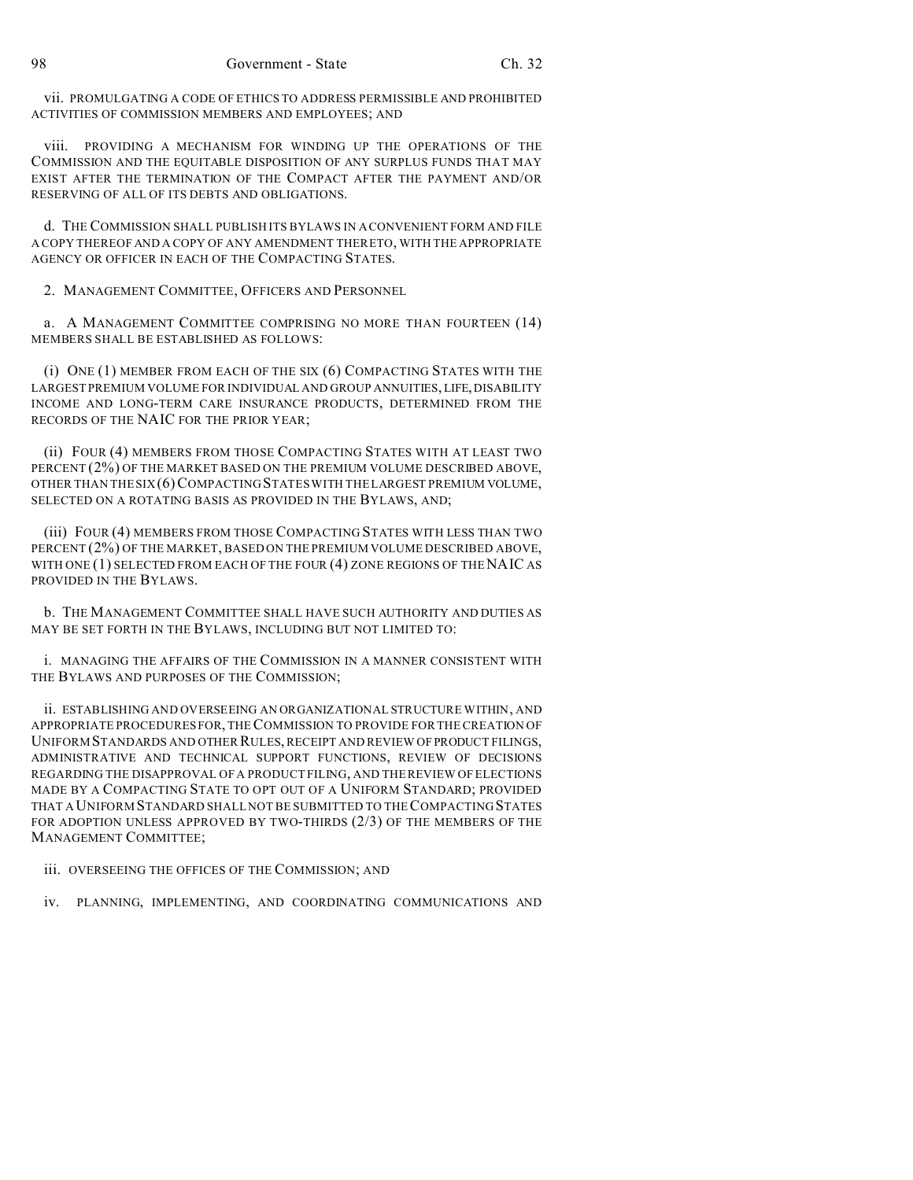vii. PROMULGATING A CODE OF ETHICS TO ADDRESS PERMISSIBLE AND PROHIBITED ACTIVITIES OF COMMISSION MEMBERS AND EMPLOYEES; AND

viii. PROVIDING A MECHANISM FOR WINDING UP THE OPERATIONS OF THE COMMISSION AND THE EQUITABLE DISPOSITION OF ANY SURPLUS FUNDS THAT MAY EXIST AFTER THE TERMINATION OF THE COMPACT AFTER THE PAYMENT AND/OR RESERVING OF ALL OF ITS DEBTS AND OBLIGATIONS.

d. THE COMMISSION SHALL PUBLISH ITS BYLAWS IN A CONVENIENT FORM AND FILE A COPY THEREOF AND A COPY OF ANY AMENDMENT THERETO, WITH THE APPROPRIATE AGENCY OR OFFICER IN EACH OF THE COMPACTING STATES.

2. MANAGEMENT COMMITTEE, OFFICERS AND PERSONNEL

a. A MANAGEMENT COMMITTEE COMPRISING NO MORE THAN FOURTEEN (14) MEMBERS SHALL BE ESTABLISHED AS FOLLOWS:

(i) ONE (1) MEMBER FROM EACH OF THE SIX (6) COMPACTING STATES WITH THE LARGEST PREMIUM VOLUME FOR INDIVIDUAL AND GROUP ANNUITIES, LIFE, DISABILITY INCOME AND LONG-TERM CARE INSURANCE PRODUCTS, DETERMINED FROM THE RECORDS OF THE NAIC FOR THE PRIOR YEAR;

(ii) FOUR (4) MEMBERS FROM THOSE COMPACTING STATES WITH AT LEAST TWO PERCENT (2%) OF THE MARKET BASED ON THE PREMIUM VOLUME DESCRIBED ABOVE, OTHER THAN THE SIX (6) COMPACTING STATES WITH THE LARGEST PREMIUM VOLUME, SELECTED ON A ROTATING BASIS AS PROVIDED IN THE BYLAWS, AND;

(iii) FOUR (4) MEMBERS FROM THOSE COMPACTING STATES WITH LESS THAN TWO PERCENT (2%) OF THE MARKET, BASED ON THE PREMIUM VOLUME DESCRIBED ABOVE, WITH ONE (1) SELECTED FROM EACH OF THE FOUR (4) ZONE REGIONS OF THE NAIC AS PROVIDED IN THE BYLAWS.

b. THE MANAGEMENT COMMITTEE SHALL HAVE SUCH AUTHORITY AND DUTIES AS MAY BE SET FORTH IN THE BYLAWS, INCLUDING BUT NOT LIMITED TO:

i. MANAGING THE AFFAIRS OF THE COMMISSION IN A MANNER CONSISTENT WITH THE BYLAWS AND PURPOSES OF THE COMMISSION;

ii. ESTABLISHING AND OVERSEEING AN ORGANIZATIONAL STRUCTURE WITHIN, AND APPROPRIATE PROCEDURES FOR, THE COMMISSION TO PROVIDE FOR THE CREATION OF UNIFORM STANDARDS AND OTHER RULES, RECEIPT AND REVIEW OF PRODUCT FILINGS, ADMINISTRATIVE AND TECHNICAL SUPPORT FUNCTIONS, REVIEW OF DECISIONS REGARDING THE DISAPPROVAL OF A PRODUCT FILING, AND THE REVIEW OF ELECTIONS MADE BY A COMPACTING STATE TO OPT OUT OF A UNIFORM STANDARD; PROVIDED THAT A UNIFORM STANDARD SHALL NOT BE SUBMITTED TO THE COMPACTING STATES FOR ADOPTION UNLESS APPROVED BY TWO-THIRDS (2/3) OF THE MEMBERS OF THE MANAGEMENT COMMITTEE;

iii. OVERSEEING THE OFFICES OF THE COMMISSION; AND

iv. PLANNING, IMPLEMENTING, AND COORDINATING COMMUNICATIONS AND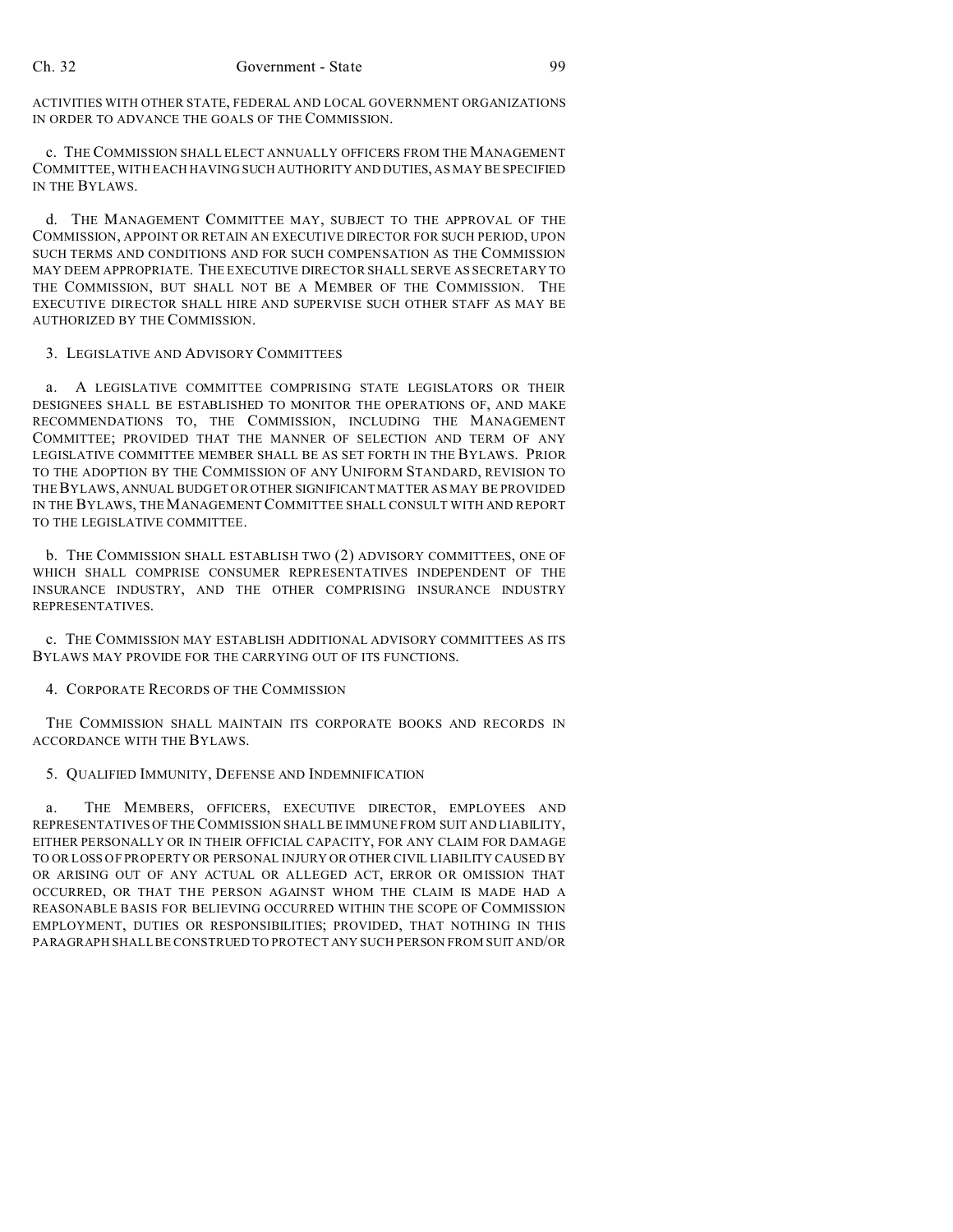ACTIVITIES WITH OTHER STATE, FEDERAL AND LOCAL GOVERNMENT ORGANIZATIONS IN ORDER TO ADVANCE THE GOALS OF THE COMMISSION.

c. THE COMMISSION SHALL ELECT ANNUALLY OFFICERS FROM THE MANAGEMENT COMMITTEE, WITH EACH HAVING SUCH AUTHORITY AND DUTIES, AS MAY BE SPECIFIED IN THE BYLAWS.

d. THE MANAGEMENT COMMITTEE MAY, SUBJECT TO THE APPROVAL OF THE COMMISSION, APPOINT OR RETAIN AN EXECUTIVE DIRECTOR FOR SUCH PERIOD, UPON SUCH TERMS AND CONDITIONS AND FOR SUCH COMPENSATION AS THE COMMISSION MAY DEEM APPROPRIATE. THE EXECUTIVE DIRECTOR SHALL SERVE AS SECRETARY TO THE COMMISSION, BUT SHALL NOT BE A MEMBER OF THE COMMISSION. THE EXECUTIVE DIRECTOR SHALL HIRE AND SUPERVISE SUCH OTHER STAFF AS MAY BE AUTHORIZED BY THE COMMISSION.

3. LEGISLATIVE AND ADVISORY COMMITTEES

a. A LEGISLATIVE COMMITTEE COMPRISING STATE LEGISLATORS OR THEIR DESIGNEES SHALL BE ESTABLISHED TO MONITOR THE OPERATIONS OF, AND MAKE RECOMMENDATIONS TO, THE COMMISSION, INCLUDING THE MANAGEMENT COMMITTEE; PROVIDED THAT THE MANNER OF SELECTION AND TERM OF ANY LEGISLATIVE COMMITTEE MEMBER SHALL BE AS SET FORTH IN THE BYLAWS. PRIOR TO THE ADOPTION BY THE COMMISSION OF ANY UNIFORM STANDARD, REVISION TO THE BYLAWS, ANNUAL BUDGET OR OTHER SIGNIFICANT MATTER AS MAY BE PROVIDED IN THE BYLAWS, THE MANAGEMENT COMMITTEE SHALL CONSULT WITH AND REPORT TO THE LEGISLATIVE COMMITTEE.

b. THE COMMISSION SHALL ESTABLISH TWO (2) ADVISORY COMMITTEES, ONE OF WHICH SHALL COMPRISE CONSUMER REPRESENTATIVES INDEPENDENT OF THE INSURANCE INDUSTRY, AND THE OTHER COMPRISING INSURANCE INDUSTRY REPRESENTATIVES.

c. THE COMMISSION MAY ESTABLISH ADDITIONAL ADVISORY COMMITTEES AS ITS BYLAWS MAY PROVIDE FOR THE CARRYING OUT OF ITS FUNCTIONS.

4. CORPORATE RECORDS OF THE COMMISSION

THE COMMISSION SHALL MAINTAIN ITS CORPORATE BOOKS AND RECORDS IN ACCORDANCE WITH THE BYLAWS.

5. QUALIFIED IMMUNITY, DEFENSE AND INDEMNIFICATION

a. THE MEMBERS, OFFICERS, EXECUTIVE DIRECTOR, EMPLOYEES AND REPRESENTATIVES OF THE COMMISSION SHALL BE IMMUNE FROM SUIT AND LIABILITY, EITHER PERSONALLY OR IN THEIR OFFICIAL CAPACITY, FOR ANY CLAIM FOR DAMAGE TO OR LOSS OF PROPERTY OR PERSONAL INJURY OR OTHER CIVIL LIABILITY CAUSED BY OR ARISING OUT OF ANY ACTUAL OR ALLEGED ACT, ERROR OR OMISSION THAT OCCURRED, OR THAT THE PERSON AGAINST WHOM THE CLAIM IS MADE HAD A REASONABLE BASIS FOR BELIEVING OCCURRED WITHIN THE SCOPE OF COMMISSION EMPLOYMENT, DUTIES OR RESPONSIBILITIES; PROVIDED, THAT NOTHING IN THIS PARAGRAPH SHALL BE CONSTRUED TO PROTECT ANY SUCH PERSON FROM SUIT AND/OR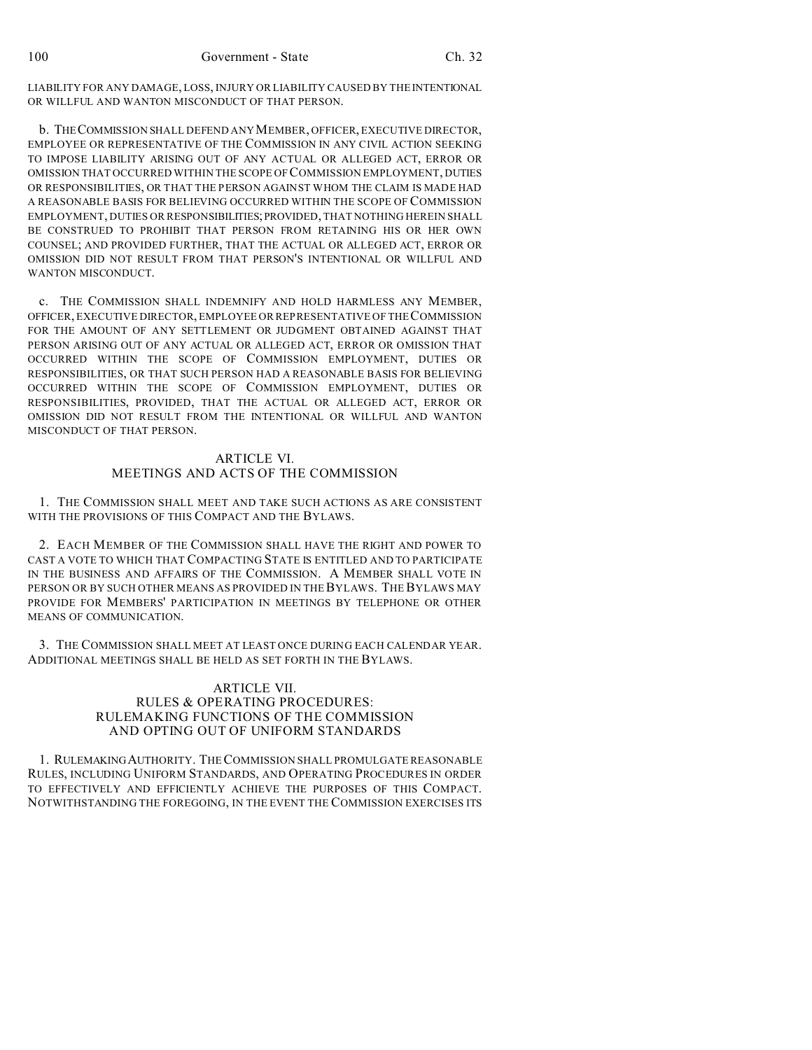LIABILITY FOR ANY DAMAGE, LOSS, INJURY OR LIABILITY CAUSED BY THE INTENTIONAL OR WILLFUL AND WANTON MISCONDUCT OF THAT PERSON.

b. THE COMMISSION SHALL DEFEND ANY MEMBER, OFFICER, EXECUTIVE DIRECTOR, EMPLOYEE OR REPRESENTATIVE OF THE COMMISSION IN ANY CIVIL ACTION SEEKING TO IMPOSE LIABILITY ARISING OUT OF ANY ACTUAL OR ALLEGED ACT, ERROR OR OMISSION THAT OCCURRED WITHIN THE SCOPE OF COMMISSION EMPLOYMENT, DUTIES OR RESPONSIBILITIES, OR THAT THE PERSON AGAINST WHOM THE CLAIM IS MADE HAD A REASONABLE BASIS FOR BELIEVING OCCURRED WITHIN THE SCOPE OF COMMISSION EMPLOYMENT, DUTIES OR RESPONSIBILITIES; PROVIDED, THAT NOTHING HEREIN SHALL BE CONSTRUED TO PROHIBIT THAT PERSON FROM RETAINING HIS OR HER OWN COUNSEL; AND PROVIDED FURTHER, THAT THE ACTUAL OR ALLEGED ACT, ERROR OR OMISSION DID NOT RESULT FROM THAT PERSON'S INTENTIONAL OR WILLFUL AND WANTON MISCONDUCT.

c. THE COMMISSION SHALL INDEMNIFY AND HOLD HARMLESS ANY MEMBER, OFFICER, EXECUTIVE DIRECTOR, EMPLOYEE OR REPRESENTATIVE OF THE COMMISSION FOR THE AMOUNT OF ANY SETTLEMENT OR JUDGMENT OBTAINED AGAINST THAT PERSON ARISING OUT OF ANY ACTUAL OR ALLEGED ACT, ERROR OR OMISSION THAT OCCURRED WITHIN THE SCOPE OF COMMISSION EMPLOYMENT, DUTIES OR RESPONSIBILITIES, OR THAT SUCH PERSON HAD A REASONABLE BASIS FOR BELIEVING OCCURRED WITHIN THE SCOPE OF COMMISSION EMPLOYMENT, DUTIES OR RESPONSIBILITIES, PROVIDED, THAT THE ACTUAL OR ALLEGED ACT, ERROR OR OMISSION DID NOT RESULT FROM THE INTENTIONAL OR WILLFUL AND WANTON MISCONDUCT OF THAT PERSON.

## ARTICLE VI.
## MEETINGS AND ACTS OF THE COMMISSION

1. THE COMMISSION SHALL MEET AND TAKE SUCH ACTIONS AS ARE CONSISTENT WITH THE PROVISIONS OF THIS COMPACT AND THE BYLAWS.

2. EACH MEMBER OF THE COMMISSION SHALL HAVE THE RIGHT AND POWER TO CAST A VOTE TO WHICH THAT COMPACTING STATE IS ENTITLED AND TO PARTICIPATE IN THE BUSINESS AND AFFAIRS OF THE COMMISSION. A MEMBER SHALL VOTE IN PERSON OR BY SUCH OTHER MEANS AS PROVIDED IN THE BYLAWS. THE BYLAWS MAY PROVIDE FOR MEMBERS' PARTICIPATION IN MEETINGS BY TELEPHONE OR OTHER MEANS OF COMMUNICATION.

3. THE COMMISSION SHALL MEET AT LEAST ONCE DURING EACH CALENDAR YEAR. ADDITIONAL MEETINGS SHALL BE HELD AS SET FORTH IN THE BYLAWS.

## ARTICLE VII.
## RULES & OPERATING PROCEDURES: RULEMAKING FUNCTIONS OF THE COMMISSION AND OPTING OUT OF UNIFORM STANDARDS

1. RULEMAKING AUTHORITY. THE COMMISSION SHALL PROMULGATE REASONABLE RULES, INCLUDING UNIFORM STANDARDS, AND OPERATING PROCEDURES IN ORDER TO EFFECTIVELY AND EFFICIENTLY ACHIEVE THE PURPOSES OF THIS COMPACT. NOTWITHSTANDING THE FOREGOING, IN THE EVENT THE COMMISSION EXERCISES ITS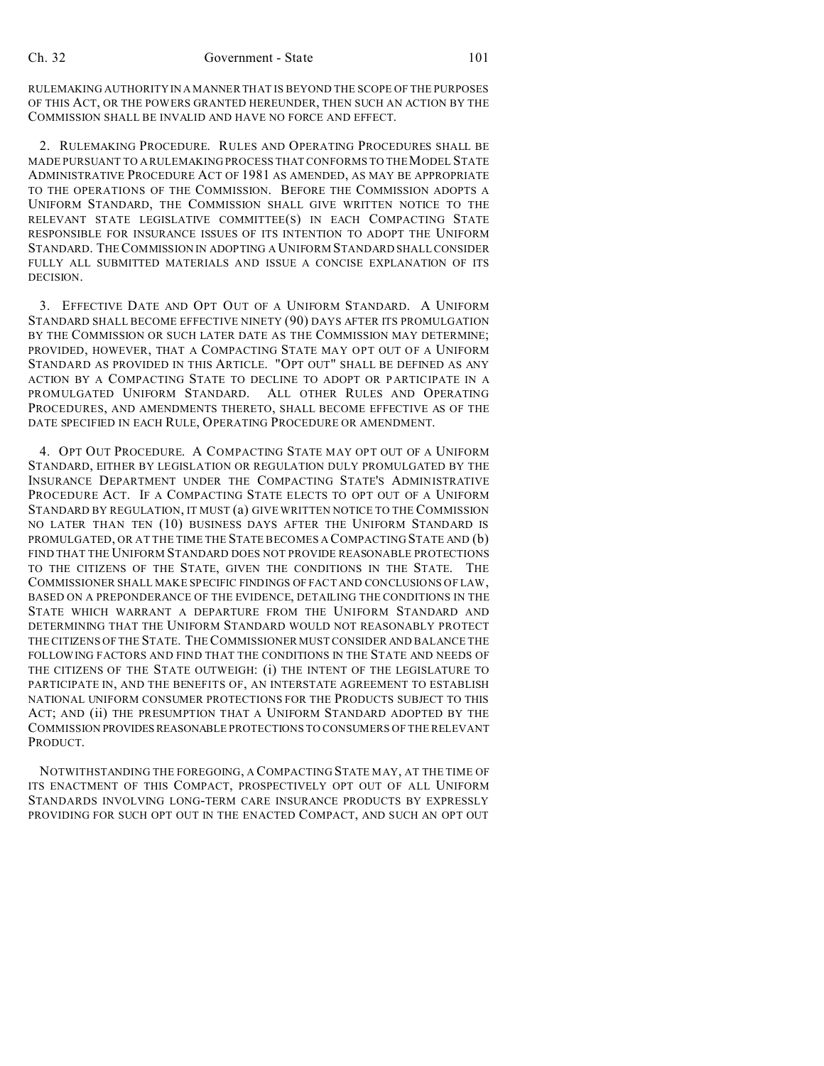RULEMAKING AUTHORITY IN A MANNER THAT IS BEYOND THE SCOPE OF THE PURPOSES OF THIS ACT, OR THE POWERS GRANTED HEREUNDER, THEN SUCH AN ACTION BY THE COMMISSION SHALL BE INVALID AND HAVE NO FORCE AND EFFECT.

2. RULEMAKING PROCEDURE. RULES AND OPERATING PROCEDURES SHALL BE MADE PURSUANT TO A RULEMAKING PROCESS THAT CONFORMS TO THE MODEL STATE ADMINISTRATIVE PROCEDURE ACT OF 1981 AS AMENDED, AS MAY BE APPROPRIATE TO THE OPERATIONS OF THE COMMISSION. BEFORE THE COMMISSION ADOPTS A UNIFORM STANDARD, THE COMMISSION SHALL GIVE WRITTEN NOTICE TO THE RELEVANT STATE LEGISLATIVE COMMITTEE(S) IN EACH COMPACTING STATE RESPONSIBLE FOR INSURANCE ISSUES OF ITS INTENTION TO ADOPT THE UNIFORM STANDARD. THE COMMISSION IN ADOPTING A UNIFORM STANDARD SHALL CONSIDER FULLY ALL SUBMITTED MATERIALS AND ISSUE A CONCISE EXPLANATION OF ITS DECISION.

3. EFFECTIVE DATE AND OPT OUT OF A UNIFORM STANDARD. A UNIFORM STANDARD SHALL BECOME EFFECTIVE NINETY (90) DAYS AFTER ITS PROMULGATION BY THE COMMISSION OR SUCH LATER DATE AS THE COMMISSION MAY DETERMINE; PROVIDED, HOWEVER, THAT A COMPACTING STATE MAY OPT OUT OF A UNIFORM STANDARD AS PROVIDED IN THIS ARTICLE. "OPT OUT" SHALL BE DEFINED AS ANY ACTION BY A COMPACTING STATE TO DECLINE TO ADOPT OR PARTICIPATE IN A PROMULGATED UNIFORM STANDARD. ALL OTHER RULES AND OPERATING PROCEDURES, AND AMENDMENTS THERETO, SHALL BECOME EFFECTIVE AS OF THE DATE SPECIFIED IN EACH RULE, OPERATING PROCEDURE OR AMENDMENT.

4. OPT OUT PROCEDURE. A COMPACTING STATE MAY OPT OUT OF A UNIFORM STANDARD, EITHER BY LEGISLATION OR REGULATION DULY PROMULGATED BY THE INSURANCE DEPARTMENT UNDER THE COMPACTING STATE'S ADMINISTRATIVE PROCEDURE ACT. IF A COMPACTING STATE ELECTS TO OPT OUT OF A UNIFORM STANDARD BY REGULATION, IT MUST (a) GIVE WRITTEN NOTICE TO THE COMMISSION NO LATER THAN TEN (10) BUSINESS DAYS AFTER THE UNIFORM STANDARD IS PROMULGATED, OR AT THE TIME THE STATE BECOMES A COMPACTING STATE AND (b) FIND THAT THE UNIFORM STANDARD DOES NOT PROVIDE REASONABLE PROTECTIONS TO THE CITIZENS OF THE STATE, GIVEN THE CONDITIONS IN THE STATE. THE COMMISSIONER SHALL MAKE SPECIFIC FINDINGS OF FACT AND CONCLUSIONS OF LAW, BASED ON A PREPONDERANCE OF THE EVIDENCE, DETAILING THE CONDITIONS IN THE STATE WHICH WARRANT A DEPARTURE FROM THE UNIFORM STANDARD AND DETERMINING THAT THE UNIFORM STANDARD WOULD NOT REASONABLY PROTECT THE CITIZENS OF THE STATE. THE COMMISSIONER MUST CONSIDER AND BALANCE THE FOLLOWING FACTORS AND FIND THAT THE CONDITIONS IN THE STATE AND NEEDS OF THE CITIZENS OF THE STATE OUTWEIGH: (i) THE INTENT OF THE LEGISLATURE TO PARTICIPATE IN, AND THE BENEFITS OF, AN INTERSTATE AGREEMENT TO ESTABLISH NATIONAL UNIFORM CONSUMER PROTECTIONS FOR THE PRODUCTS SUBJECT TO THIS ACT; AND (ii) THE PRESUMPTION THAT A UNIFORM STANDARD ADOPTED BY THE COMMISSION PROVIDES REASONABLE PROTECTIONS TO CONSUMERS OF THE RELEVANT PRODUCT.

NOTWITHSTANDING THE FOREGOING, A COMPACTING STATE MAY, AT THE TIME OF ITS ENACTMENT OF THIS COMPACT, PROSPECTIVELY OPT OUT OF ALL UNIFORM STANDARDS INVOLVING LONG-TERM CARE INSURANCE PRODUCTS BY EXPRESSLY PROVIDING FOR SUCH OPT OUT IN THE ENACTED COMPACT, AND SUCH AN OPT OUT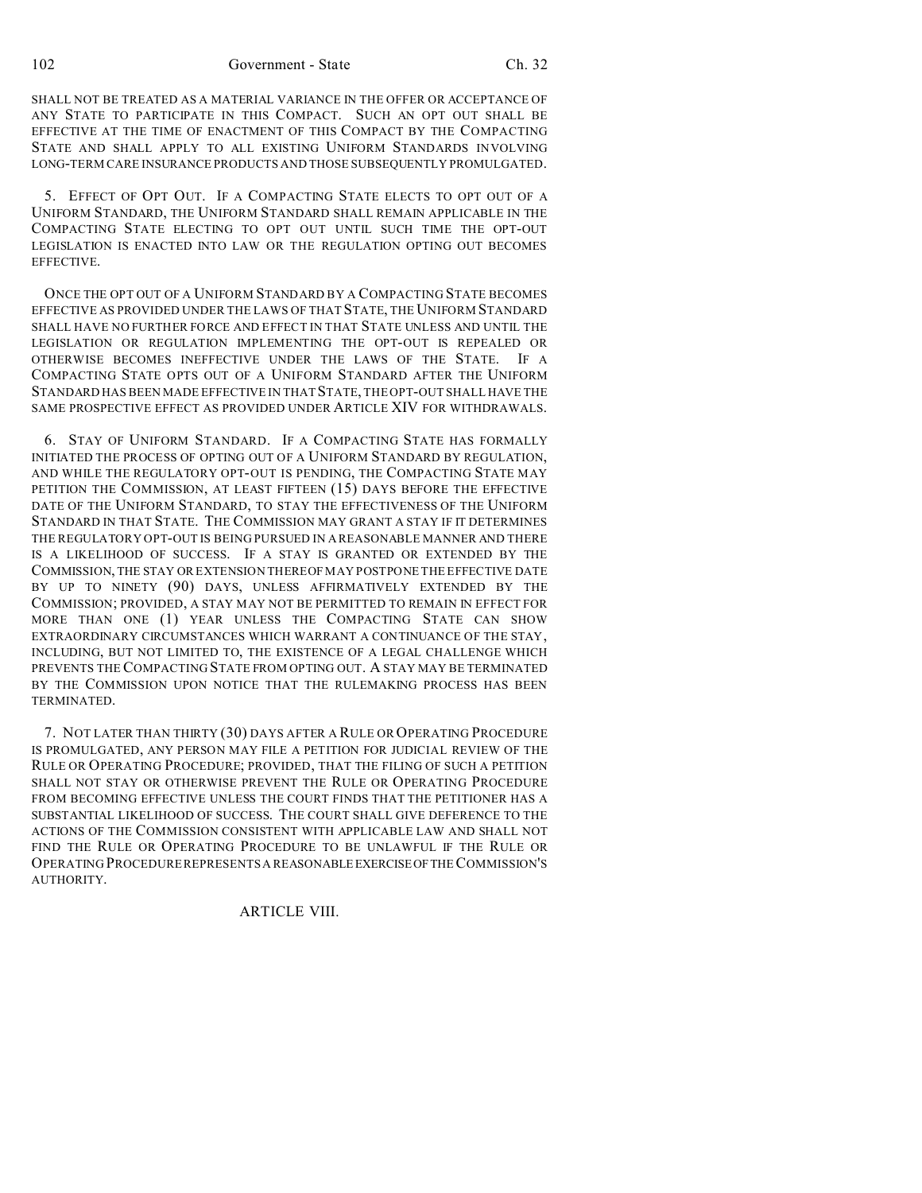SHALL NOT BE TREATED AS A MATERIAL VARIANCE IN THE OFFER OR ACCEPTANCE OF ANY STATE TO PARTICIPATE IN THIS COMPACT. SUCH AN OPT OUT SHALL BE EFFECTIVE AT THE TIME OF ENACTMENT OF THIS COMPACT BY THE COMPACTING STATE AND SHALL APPLY TO ALL EXISTING UNIFORM STANDARDS INVOLVING LONG-TERM CARE INSURANCE PRODUCTS AND THOSE SUBSEQUENTLY PROMULGATED.

5. EFFECT OF OPT OUT. IF A COMPACTING STATE ELECTS TO OPT OUT OF A UNIFORM STANDARD, THE UNIFORM STANDARD SHALL REMAIN APPLICABLE IN THE COMPACTING STATE ELECTING TO OPT OUT UNTIL SUCH TIME THE OPT-OUT LEGISLATION IS ENACTED INTO LAW OR THE REGULATION OPTING OUT BECOMES EFFECTIVE.

ONCE THE OPT OUT OF A UNIFORM STANDARD BY A COMPACTING STATE BECOMES EFFECTIVE AS PROVIDED UNDER THE LAWS OF THAT STATE, THE UNIFORM STANDARD SHALL HAVE NO FURTHER FORCE AND EFFECT IN THAT STATE UNLESS AND UNTIL THE LEGISLATION OR REGULATION IMPLEMENTING THE OPT-OUT IS REPEALED OR OTHERWISE BECOMES INEFFECTIVE UNDER THE LAWS OF THE STATE. IF A COMPACTING STATE OPTS OUT OF A UNIFORM STANDARD AFTER THE UNIFORM STANDARD HAS BEEN MADE EFFECTIVE IN THAT STATE, THE OPT-OUT SHALL HAVE THE SAME PROSPECTIVE EFFECT AS PROVIDED UNDER ARTICLE XIV FOR WITHDRAWALS.

6. STAY OF UNIFORM STANDARD. IF A COMPACTING STATE HAS FORMALLY INITIATED THE PROCESS OF OPTING OUT OF A UNIFORM STANDARD BY REGULATION, AND WHILE THE REGULATORY OPT-OUT IS PENDING, THE COMPACTING STATE MAY PETITION THE COMMISSION, AT LEAST FIFTEEN (15) DAYS BEFORE THE EFFECTIVE DATE OF THE UNIFORM STANDARD, TO STAY THE EFFECTIVENESS OF THE UNIFORM STANDARD IN THAT STATE. THE COMMISSION MAY GRANT A STAY IF IT DETERMINES THE REGULATORY OPT-OUT IS BEING PURSUED IN A REASONABLE MANNER AND THERE IS A LIKELIHOOD OF SUCCESS. IF A STAY IS GRANTED OR EXTENDED BY THE COMMISSION, THE STAY OR EXTENSION THEREOF MAY POSTPONE THE EFFECTIVE DATE BY UP TO NINETY (90) DAYS, UNLESS AFFIRMATIVELY EXTENDED BY THE COMMISSION; PROVIDED, A STAY MAY NOT BE PERMITTED TO REMAIN IN EFFECT FOR MORE THAN ONE (1) YEAR UNLESS THE COMPACTING STATE CAN SHOW EXTRAORDINARY CIRCUMSTANCES WHICH WARRANT A CONTINUANCE OF THE STAY, INCLUDING, BUT NOT LIMITED TO, THE EXISTENCE OF A LEGAL CHALLENGE WHICH PREVENTS THE COMPACTING STATE FROM OPTING OUT. A STAY MAY BE TERMINATED BY THE COMMISSION UPON NOTICE THAT THE RULEMAKING PROCESS HAS BEEN TERMINATED.

7. NOT LATER THAN THIRTY (30) DAYS AFTER A RULE OR OPERATING PROCEDURE IS PROMULGATED, ANY PERSON MAY FILE A PETITION FOR JUDICIAL REVIEW OF THE RULE OR OPERATING PROCEDURE; PROVIDED, THAT THE FILING OF SUCH A PETITION SHALL NOT STAY OR OTHERWISE PREVENT THE RULE OR OPERATING PROCEDURE FROM BECOMING EFFECTIVE UNLESS THE COURT FINDS THAT THE PETITIONER HAS A SUBSTANTIAL LIKELIHOOD OF SUCCESS. THE COURT SHALL GIVE DEFERENCE TO THE ACTIONS OF THE COMMISSION CONSISTENT WITH APPLICABLE LAW AND SHALL NOT FIND THE RULE OR OPERATING PROCEDURE TO BE UNLAWFUL IF THE RULE OR OPERATING PROCEDURE REPRESENTS A REASONABLE EXERCISE OF THE COMMISSION'S AUTHORITY.

ARTICLE VIII.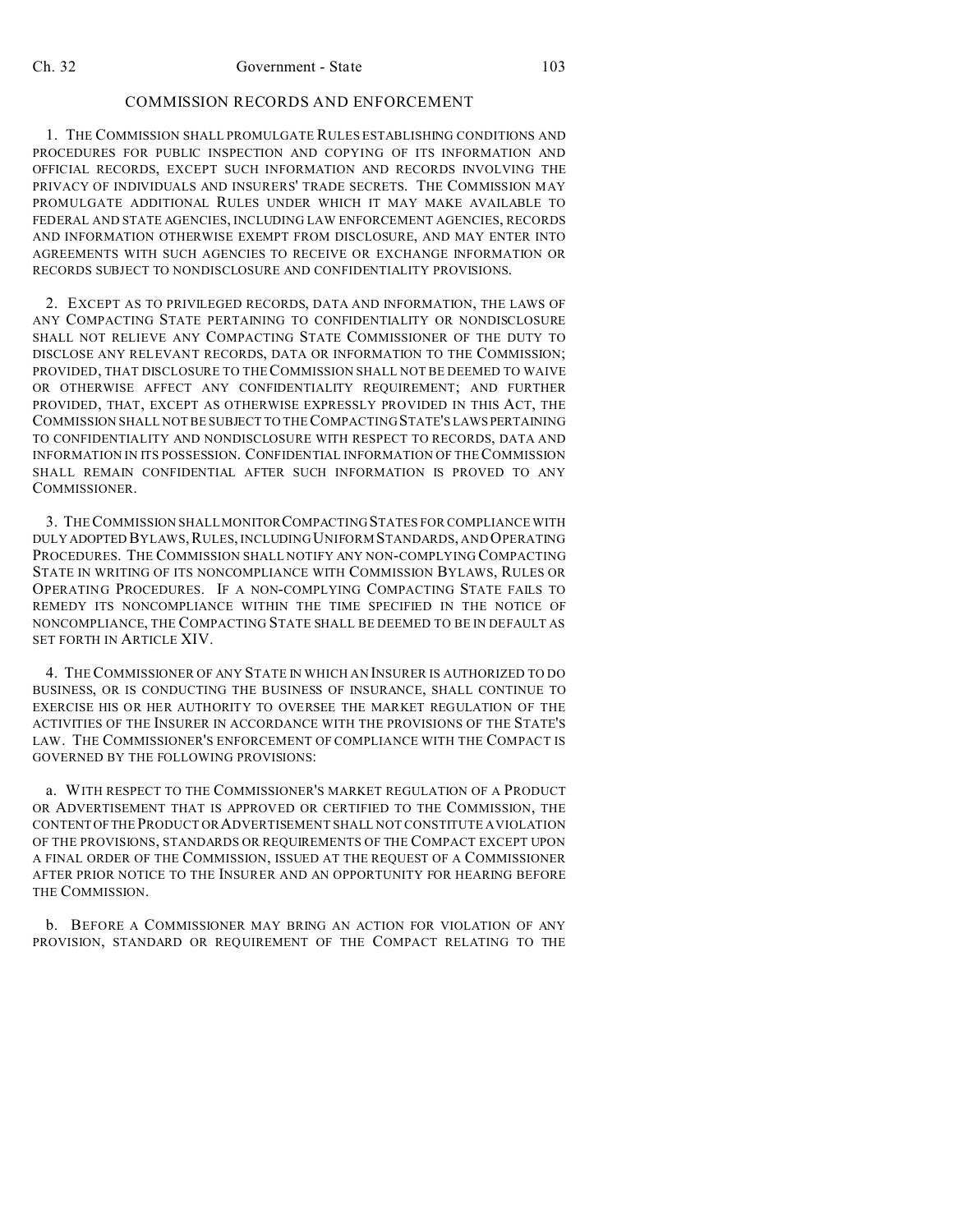## COMMISSION RECORDS AND ENFORCEMENT

1. THE COMMISSION SHALL PROMULGATE RULES ESTABLISHING CONDITIONS AND PROCEDURES FOR PUBLIC INSPECTION AND COPYING OF ITS INFORMATION AND OFFICIAL RECORDS, EXCEPT SUCH INFORMATION AND RECORDS INVOLVING THE PRIVACY OF INDIVIDUALS AND INSURERS' TRADE SECRETS. THE COMMISSION MAY PROMULGATE ADDITIONAL RULES UNDER WHICH IT MAY MAKE AVAILABLE TO FEDERAL AND STATE AGENCIES, INCLUDING LAW ENFORCEMENT AGENCIES, RECORDS AND INFORMATION OTHERWISE EXEMPT FROM DISCLOSURE, AND MAY ENTER INTO AGREEMENTS WITH SUCH AGENCIES TO RECEIVE OR EXCHANGE INFORMATION OR RECORDS SUBJECT TO NONDISCLOSURE AND CONFIDENTIALITY PROVISIONS.

2. EXCEPT AS TO PRIVILEGED RECORDS, DATA AND INFORMATION, THE LAWS OF ANY COMPACTING STATE PERTAINING TO CONFIDENTIALITY OR NONDISCLOSURE SHALL NOT RELIEVE ANY COMPACTING STATE COMMISSIONER OF THE DUTY TO DISCLOSE ANY RELEVANT RECORDS, DATA OR INFORMATION TO THE COMMISSION; PROVIDED, THAT DISCLOSURE TO THE COMMISSION SHALL NOT BE DEEMED TO WAIVE OR OTHERWISE AFFECT ANY CONFIDENTIALITY REQUIREMENT; AND FURTHER PROVIDED, THAT, EXCEPT AS OTHERWISE EXPRESSLY PROVIDED IN THIS ACT, THE COMMISSION SHALL NOT BE SUBJECT TO THE COMPACTING STATE'S LAWS PERTAINING TO CONFIDENTIALITY AND NONDISCLOSURE WITH RESPECT TO RECORDS, DATA AND INFORMATION IN ITS POSSESSION. CONFIDENTIAL INFORMATION OF THE COMMISSION SHALL REMAIN CONFIDENTIAL AFTER SUCH INFORMATION IS PROVED TO ANY COMMISSIONER.

3. THE COMMISSION SHALL MONITOR COMPACTING STATES FOR COMPLIANCE WITH DULY ADOPTED BYLAWS, RULES, INCLUDING UNIFORM STANDARDS, AND OPERATING PROCEDURES. THE COMMISSION SHALL NOTIFY ANY NON-COMPLYING COMPACTING STATE IN WRITING OF ITS NONCOMPLIANCE WITH COMMISSION BYLAWS, RULES OR OPERATING PROCEDURES. IF A NON-COMPLYING COMPACTING STATE FAILS TO REMEDY ITS NONCOMPLIANCE WITHIN THE TIME SPECIFIED IN THE NOTICE OF NONCOMPLIANCE, THE COMPACTING STATE SHALL BE DEEMED TO BE IN DEFAULT AS SET FORTH IN ARTICLE XIV.

4. THE COMMISSIONER OF ANY STATE IN WHICH AN INSURER IS AUTHORIZED TO DO BUSINESS, OR IS CONDUCTING THE BUSINESS OF INSURANCE, SHALL CONTINUE TO EXERCISE HIS OR HER AUTHORITY TO OVERSEE THE MARKET REGULATION OF THE ACTIVITIES OF THE INSURER IN ACCORDANCE WITH THE PROVISIONS OF THE STATE'S LAW. THE COMMISSIONER'S ENFORCEMENT OF COMPLIANCE WITH THE COMPACT IS GOVERNED BY THE FOLLOWING PROVISIONS:

a. WITH RESPECT TO THE COMMISSIONER'S MARKET REGULATION OF A PRODUCT OR ADVERTISEMENT THAT IS APPROVED OR CERTIFIED TO THE COMMISSION, THE CONTENT OF THE PRODUCT OR ADVERTISEMENT SHALL NOT CONSTITUTE A VIOLATION OF THE PROVISIONS, STANDARDS OR REQUIREMENTS OF THE COMPACT EXCEPT UPON A FINAL ORDER OF THE COMMISSION, ISSUED AT THE REQUEST OF A COMMISSIONER AFTER PRIOR NOTICE TO THE INSURER AND AN OPPORTUNITY FOR HEARING BEFORE THE COMMISSION.

b. BEFORE A COMMISSIONER MAY BRING AN ACTION FOR VIOLATION OF ANY PROVISION, STANDARD OR REQUIREMENT OF THE COMPACT RELATING TO THE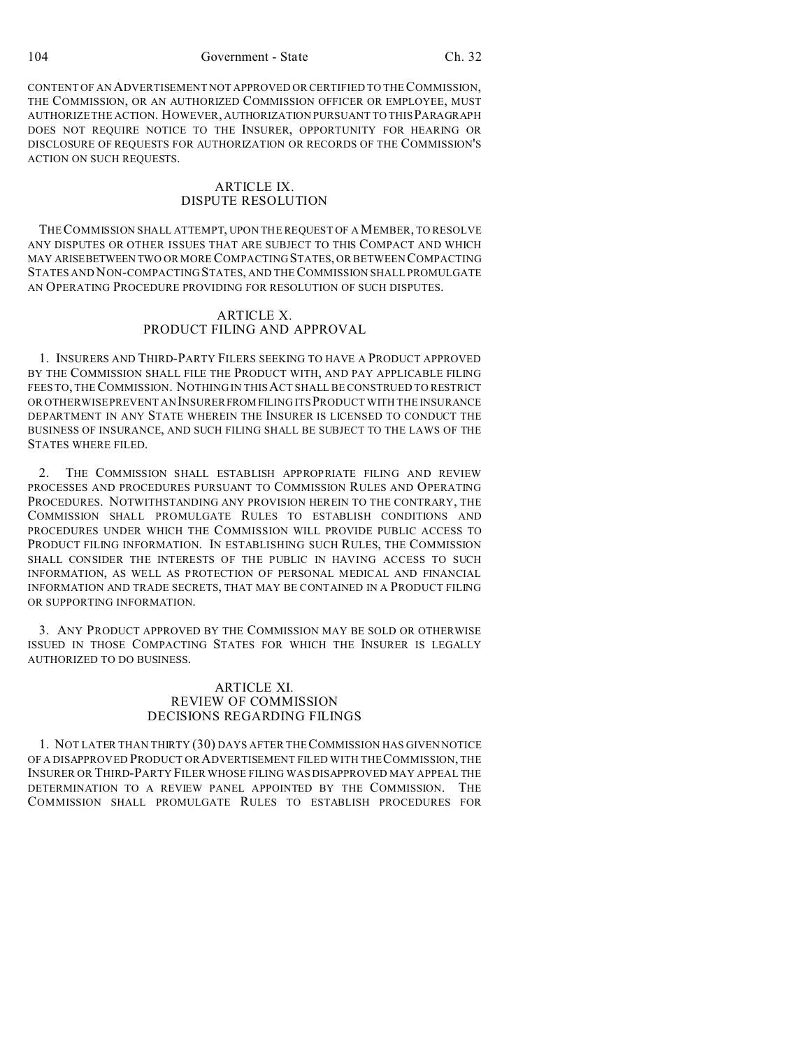CONTENT OF AN ADVERTISEMENT NOT APPROVED OR CERTIFIED TO THE COMMISSION, THE COMMISSION, OR AN AUTHORIZED COMMISSION OFFICER OR EMPLOYEE, MUST AUTHORIZE THE ACTION. HOWEVER, AUTHORIZATION PURSUANT TO THIS PARAGRAPH DOES NOT REQUIRE NOTICE TO THE INSURER, OPPORTUNITY FOR HEARING OR DISCLOSURE OF REQUESTS FOR AUTHORIZATION OR RECORDS OF THE COMMISSION'S ACTION ON SUCH REQUESTS.

## ARTICLE IX.
## DISPUTE RESOLUTION

THE COMMISSION SHALL ATTEMPT, UPON THE REQUEST OF A MEMBER, TO RESOLVE ANY DISPUTES OR OTHER ISSUES THAT ARE SUBJECT TO THIS COMPACT AND WHICH MAY ARISE BETWEEN TWO OR MORE COMPACTING STATES, OR BETWEEN COMPACTING STATES AND NON-COMPACTING STATES, AND THE COMMISSION SHALL PROMULGATE AN OPERATING PROCEDURE PROVIDING FOR RESOLUTION OF SUCH DISPUTES.

## ARTICLE X.
## PRODUCT FILING AND APPROVAL

1. INSURERS AND THIRD-PARTY FILERS SEEKING TO HAVE A PRODUCT APPROVED BY THE COMMISSION SHALL FILE THE PRODUCT WITH, AND PAY APPLICABLE FILING FEES TO, THE COMMISSION. NOTHING IN THIS ACT SHALL BE CONSTRUED TO RESTRICT OR OTHERWISE PREVENT AN INSURER FROM FILING ITS PRODUCT WITH THE INSURANCE DEPARTMENT IN ANY STATE WHEREIN THE INSURER IS LICENSED TO CONDUCT THE BUSINESS OF INSURANCE, AND SUCH FILING SHALL BE SUBJECT TO THE LAWS OF THE STATES WHERE FILED.

2. THE COMMISSION SHALL ESTABLISH APPROPRIATE FILING AND REVIEW PROCESSES AND PROCEDURES PURSUANT TO COMMISSION RULES AND OPERATING PROCEDURES. NOTWITHSTANDING ANY PROVISION HEREIN TO THE CONTRARY, THE COMMISSION SHALL PROMULGATE RULES TO ESTABLISH CONDITIONS AND PROCEDURES UNDER WHICH THE COMMISSION WILL PROVIDE PUBLIC ACCESS TO PRODUCT FILING INFORMATION. IN ESTABLISHING SUCH RULES, THE COMMISSION SHALL CONSIDER THE INTERESTS OF THE PUBLIC IN HAVING ACCESS TO SUCH INFORMATION, AS WELL AS PROTECTION OF PERSONAL MEDICAL AND FINANCIAL INFORMATION AND TRADE SECRETS, THAT MAY BE CONTAINED IN A PRODUCT FILING OR SUPPORTING INFORMATION.

3. ANY PRODUCT APPROVED BY THE COMMISSION MAY BE SOLD OR OTHERWISE ISSUED IN THOSE COMPACTING STATES FOR WHICH THE INSURER IS LEGALLY AUTHORIZED TO DO BUSINESS.

## ARTICLE XI.
## REVIEW OF COMMISSION DECISIONS REGARDING FILINGS

1. NOT LATER THAN THIRTY (30) DAYS AFTER THE COMMISSION HAS GIVEN NOTICE OF A DISAPPROVED PRODUCT OR ADVERTISEMENT FILED WITH THE COMMISSION, THE INSURER OR THIRD-PARTY FILER WHOSE FILING WAS DISAPPROVED MAY APPEAL THE DETERMINATION TO A REVIEW PANEL APPOINTED BY THE COMMISSION. THE COMMISSION SHALL PROMULGATE RULES TO ESTABLISH PROCEDURES FOR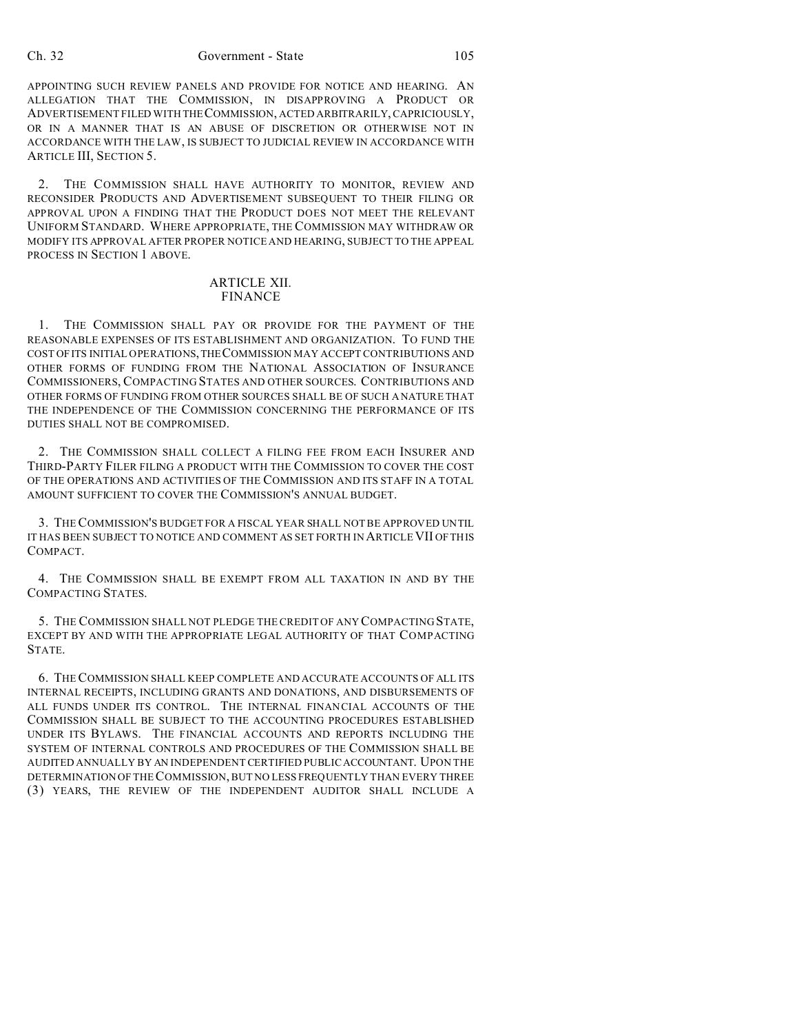APPOINTING SUCH REVIEW PANELS AND PROVIDE FOR NOTICE AND HEARING. AN ALLEGATION THAT THE COMMISSION, IN DISAPPROVING A PRODUCT OR ADVERTISEMENT FILED WITH THE COMMISSION, ACTED ARBITRARILY, CAPRICIOUSLY, OR IN A MANNER THAT IS AN ABUSE OF DISCRETION OR OTHERWISE NOT IN ACCORDANCE WITH THE LAW, IS SUBJECT TO JUDICIAL REVIEW IN ACCORDANCE WITH ARTICLE III, SECTION 5.

2. THE COMMISSION SHALL HAVE AUTHORITY TO MONITOR, REVIEW AND RECONSIDER PRODUCTS AND ADVERTISEMENT SUBSEQUENT TO THEIR FILING OR APPROVAL UPON A FINDING THAT THE PRODUCT DOES NOT MEET THE RELEVANT UNIFORM STANDARD. WHERE APPROPRIATE, THE COMMISSION MAY WITHDRAW OR MODIFY ITS APPROVAL AFTER PROPER NOTICE AND HEARING, SUBJECT TO THE APPEAL PROCESS IN SECTION 1 ABOVE.

## ARTICLE XII.
## FINANCE

1. THE COMMISSION SHALL PAY OR PROVIDE FOR THE PAYMENT OF THE REASONABLE EXPENSES OF ITS ESTABLISHMENT AND ORGANIZATION. TO FUND THE COST OF ITS INITIAL OPERATIONS, THE COMMISSION MAY ACCEPT CONTRIBUTIONS AND OTHER FORMS OF FUNDING FROM THE NATIONAL ASSOCIATION OF INSURANCE COMMISSIONERS, COMPACTING STATES AND OTHER SOURCES. CONTRIBUTIONS AND OTHER FORMS OF FUNDING FROM OTHER SOURCES SHALL BE OF SUCH A NATURE THAT THE INDEPENDENCE OF THE COMMISSION CONCERNING THE PERFORMANCE OF ITS DUTIES SHALL NOT BE COMPROMISED.

2. THE COMMISSION SHALL COLLECT A FILING FEE FROM EACH INSURER AND THIRD-PARTY FILER FILING A PRODUCT WITH THE COMMISSION TO COVER THE COST OF THE OPERATIONS AND ACTIVITIES OF THE COMMISSION AND ITS STAFF IN A TOTAL AMOUNT SUFFICIENT TO COVER THE COMMISSION'S ANNUAL BUDGET.

3. THE COMMISSION'S BUDGET FOR A FISCAL YEAR SHALL NOT BE APPROVED UNTIL IT HAS BEEN SUBJECT TO NOTICE AND COMMENT AS SET FORTH IN ARTICLE VII OF THIS COMPACT.

4. THE COMMISSION SHALL BE EXEMPT FROM ALL TAXATION IN AND BY THE COMPACTING STATES.

5. THE COMMISSION SHALL NOT PLEDGE THE CREDIT OF ANY COMPACTING STATE, EXCEPT BY AND WITH THE APPROPRIATE LEGAL AUTHORITY OF THAT COMPACTING STATE.

6. THE COMMISSION SHALL KEEP COMPLETE AND ACCURATE ACCOUNTS OF ALL ITS INTERNAL RECEIPTS, INCLUDING GRANTS AND DONATIONS, AND DISBURSEMENTS OF ALL FUNDS UNDER ITS CONTROL. THE INTERNAL FINANCIAL ACCOUNTS OF THE COMMISSION SHALL BE SUBJECT TO THE ACCOUNTING PROCEDURES ESTABLISHED UNDER ITS BYLAWS. THE FINANCIAL ACCOUNTS AND REPORTS INCLUDING THE SYSTEM OF INTERNAL CONTROLS AND PROCEDURES OF THE COMMISSION SHALL BE AUDITED ANNUALLY BY AN INDEPENDENT CERTIFIED PUBLIC ACCOUNTANT. UPON THE DETERMINATION OF THE COMMISSION, BUT NO LESS FREQUENTLY THAN EVERY THREE (3) YEARS, THE REVIEW OF THE INDEPENDENT AUDITOR SHALL INCLUDE A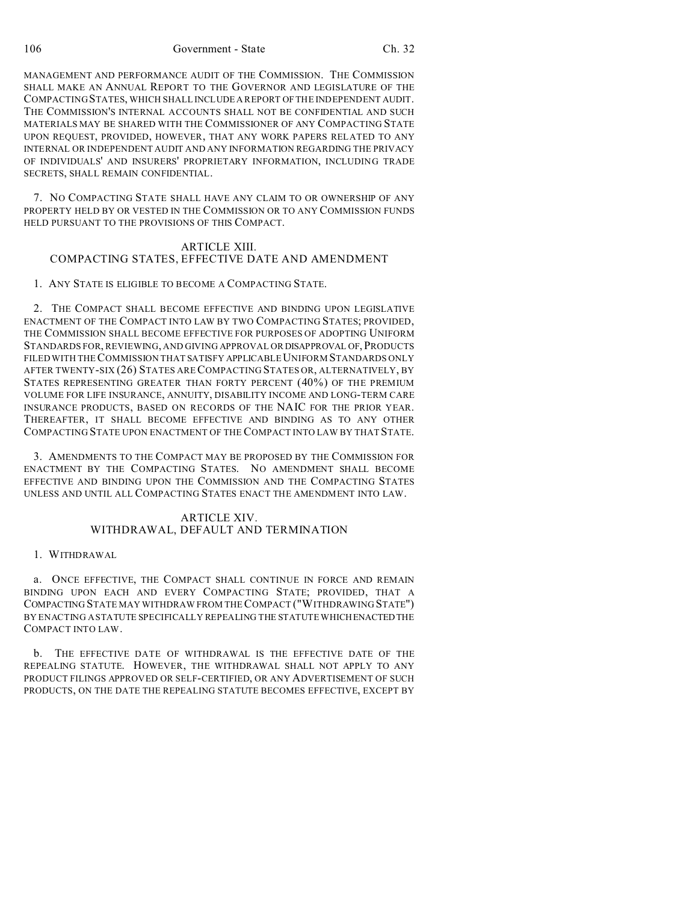MANAGEMENT AND PERFORMANCE AUDIT OF THE COMMISSION. THE COMMISSION SHALL MAKE AN ANNUAL REPORT TO THE GOVERNOR AND LEGISLATURE OF THE COMPACTING STATES, WHICH SHALL INCLUDE A REPORT OF THE INDEPENDENT AUDIT. THE COMMISSION'S INTERNAL ACCOUNTS SHALL NOT BE CONFIDENTIAL AND SUCH MATERIALS MAY BE SHARED WITH THE COMMISSIONER OF ANY COMPACTING STATE UPON REQUEST, PROVIDED, HOWEVER, THAT ANY WORK PAPERS RELATED TO ANY INTERNAL OR INDEPENDENT AUDIT AND ANY INFORMATION REGARDING THE PRIVACY OF INDIVIDUALS' AND INSURERS' PROPRIETARY INFORMATION, INCLUDING TRADE SECRETS, SHALL REMAIN CONFIDENTIAL.

7. NO COMPACTING STATE SHALL HAVE ANY CLAIM TO OR OWNERSHIP OF ANY PROPERTY HELD BY OR VESTED IN THE COMMISSION OR TO ANY COMMISSION FUNDS HELD PURSUANT TO THE PROVISIONS OF THIS COMPACT.

## ARTICLE XIII.
## COMPACTING STATES, EFFECTIVE DATE AND AMENDMENT

1. ANY STATE IS ELIGIBLE TO BECOME A COMPACTING STATE.

2. THE COMPACT SHALL BECOME EFFECTIVE AND BINDING UPON LEGISLATIVE ENACTMENT OF THE COMPACT INTO LAW BY TWO COMPACTING STATES; PROVIDED, THE COMMISSION SHALL BECOME EFFECTIVE FOR PURPOSES OF ADOPTING UNIFORM STANDARDS FOR, REVIEWING, AND GIVING APPROVAL OR DISAPPROVAL OF, PRODUCTS FILED WITH THE COMMISSION THAT SATISFY APPLICABLE UNIFORM STANDARDS ONLY AFTER TWENTY-SIX (26) STATES ARE COMPACTING STATES OR, ALTERNATIVELY, BY STATES REPRESENTING GREATER THAN FORTY PERCENT (40%) OF THE PREMIUM VOLUME FOR LIFE INSURANCE, ANNUITY, DISABILITY INCOME AND LONG-TERM CARE INSURANCE PRODUCTS, BASED ON RECORDS OF THE NAIC FOR THE PRIOR YEAR. THEREAFTER, IT SHALL BECOME EFFECTIVE AND BINDING AS TO ANY OTHER COMPACTING STATE UPON ENACTMENT OF THE COMPACT INTO LAW BY THAT STATE.

3. AMENDMENTS TO THE COMPACT MAY BE PROPOSED BY THE COMMISSION FOR ENACTMENT BY THE COMPACTING STATES. NO AMENDMENT SHALL BECOME EFFECTIVE AND BINDING UPON THE COMMISSION AND THE COMPACTING STATES UNLESS AND UNTIL ALL COMPACTING STATES ENACT THE AMENDMENT INTO LAW.

## ARTICLE XIV.
## WITHDRAWAL, DEFAULT AND TERMINATION

1. WITHDRAWAL

a. ONCE EFFECTIVE, THE COMPACT SHALL CONTINUE IN FORCE AND REMAIN BINDING UPON EACH AND EVERY COMPACTING STATE; PROVIDED, THAT A COMPACTING STATE MAY WITHDRAW FROM THE COMPACT ("WITHDRAWING STATE") BY ENACTING A STATUTE SPECIFICALLY REPEALING THE STATUTE WHICH ENACTED THE COMPACT INTO LAW.

b. THE EFFECTIVE DATE OF WITHDRAWAL IS THE EFFECTIVE DATE OF THE REPEALING STATUTE. HOWEVER, THE WITHDRAWAL SHALL NOT APPLY TO ANY PRODUCT FILINGS APPROVED OR SELF-CERTIFIED, OR ANY ADVERTISEMENT OF SUCH PRODUCTS, ON THE DATE THE REPEALING STATUTE BECOMES EFFECTIVE, EXCEPT BY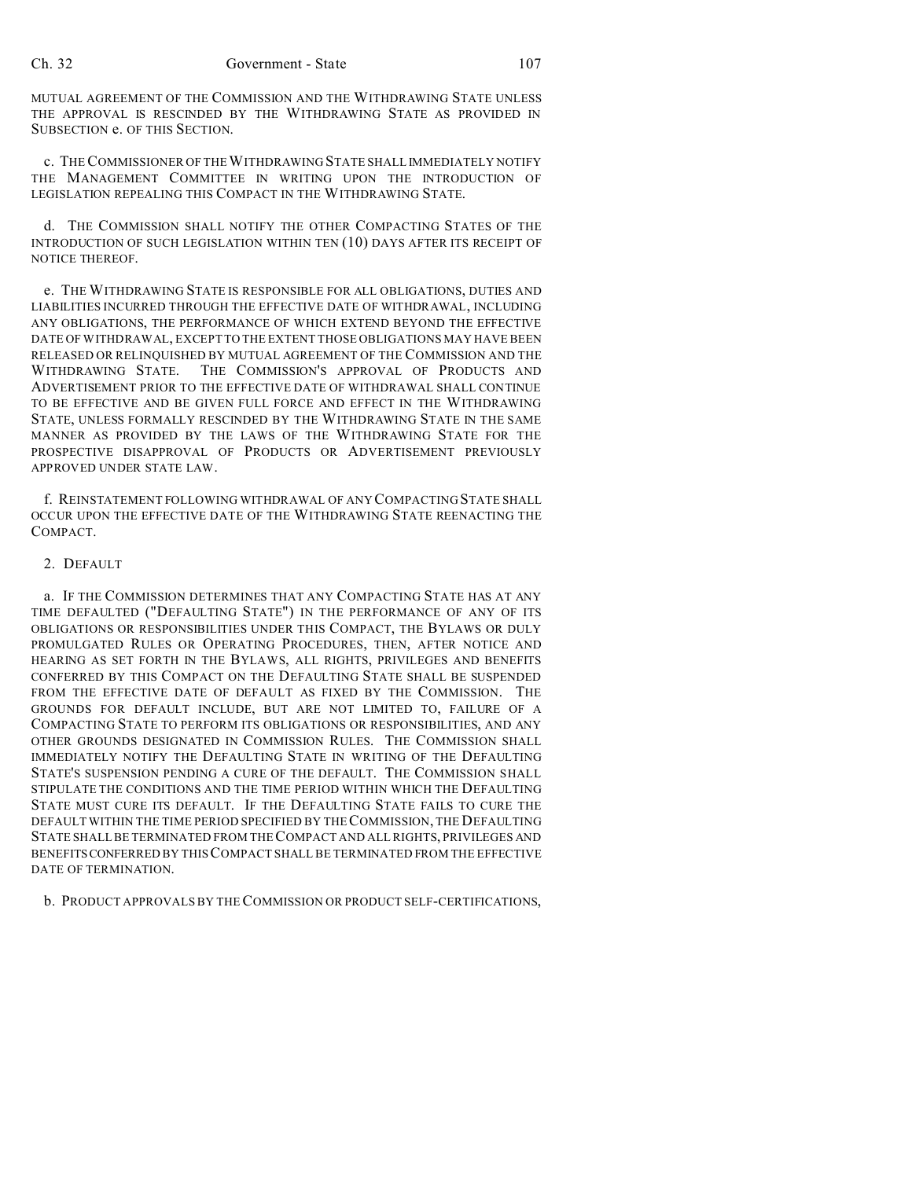MUTUAL AGREEMENT OF THE COMMISSION AND THE WITHDRAWING STATE UNLESS THE APPROVAL IS RESCINDED BY THE WITHDRAWING STATE AS PROVIDED IN SUBSECTION e. OF THIS SECTION.

c. THE COMMISSIONER OF THE WITHDRAWING STATE SHALL IMMEDIATELY NOTIFY THE MANAGEMENT COMMITTEE IN WRITING UPON THE INTRODUCTION OF LEGISLATION REPEALING THIS COMPACT IN THE WITHDRAWING STATE.

d. THE COMMISSION SHALL NOTIFY THE OTHER COMPACTING STATES OF THE INTRODUCTION OF SUCH LEGISLATION WITHIN TEN (10) DAYS AFTER ITS RECEIPT OF NOTICE THEREOF.

e. THE WITHDRAWING STATE IS RESPONSIBLE FOR ALL OBLIGATIONS, DUTIES AND LIABILITIES INCURRED THROUGH THE EFFECTIVE DATE OF WITHDRAWAL, INCLUDING ANY OBLIGATIONS, THE PERFORMANCE OF WHICH EXTEND BEYOND THE EFFECTIVE DATE OF WITHDRAWAL, EXCEPT TO THE EXTENT THOSE OBLIGATIONS MAY HAVE BEEN RELEASED OR RELINQUISHED BY MUTUAL AGREEMENT OF THE COMMISSION AND THE WITHDRAWING STATE. THE COMMISSION'S APPROVAL OF PRODUCTS AND ADVERTISEMENT PRIOR TO THE EFFECTIVE DATE OF WITHDRAWAL SHALL CONTINUE TO BE EFFECTIVE AND BE GIVEN FULL FORCE AND EFFECT IN THE WITHDRAWING STATE, UNLESS FORMALLY RESCINDED BY THE WITHDRAWING STATE IN THE SAME MANNER AS PROVIDED BY THE LAWS OF THE WITHDRAWING STATE FOR THE PROSPECTIVE DISAPPROVAL OF PRODUCTS OR ADVERTISEMENT PREVIOUSLY APPROVED UNDER STATE LAW.

f. REINSTATEMENT FOLLOWING WITHDRAWAL OF ANY COMPACTING STATE SHALL OCCUR UPON THE EFFECTIVE DATE OF THE WITHDRAWING STATE REENACTING THE COMPACT.

2. DEFAULT

a. IF THE COMMISSION DETERMINES THAT ANY COMPACTING STATE HAS AT ANY TIME DEFAULTED ("DEFAULTING STATE") IN THE PERFORMANCE OF ANY OF ITS OBLIGATIONS OR RESPONSIBILITIES UNDER THIS COMPACT, THE BYLAWS OR DULY PROMULGATED RULES OR OPERATING PROCEDURES, THEN, AFTER NOTICE AND HEARING AS SET FORTH IN THE BYLAWS, ALL RIGHTS, PRIVILEGES AND BENEFITS CONFERRED BY THIS COMPACT ON THE DEFAULTING STATE SHALL BE SUSPENDED FROM THE EFFECTIVE DATE OF DEFAULT AS FIXED BY THE COMMISSION. THE GROUNDS FOR DEFAULT INCLUDE, BUT ARE NOT LIMITED TO, FAILURE OF A COMPACTING STATE TO PERFORM ITS OBLIGATIONS OR RESPONSIBILITIES, AND ANY OTHER GROUNDS DESIGNATED IN COMMISSION RULES. THE COMMISSION SHALL IMMEDIATELY NOTIFY THE DEFAULTING STATE IN WRITING OF THE DEFAULTING STATE'S SUSPENSION PENDING A CURE OF THE DEFAULT. THE COMMISSION SHALL STIPULATE THE CONDITIONS AND THE TIME PERIOD WITHIN WHICH THE DEFAULTING STATE MUST CURE ITS DEFAULT. IF THE DEFAULTING STATE FAILS TO CURE THE DEFAULT WITHIN THE TIME PERIOD SPECIFIED BY THE COMMISSION, THE DEFAULTING STATE SHALL BE TERMINATED FROM THE COMPACT AND ALL RIGHTS, PRIVILEGES AND BENEFITS CONFERRED BY THIS COMPACT SHALL BE TERMINATED FROM THE EFFECTIVE DATE OF TERMINATION.

b. PRODUCT APPROVALS BY THE COMMISSION OR PRODUCT SELF-CERTIFICATIONS,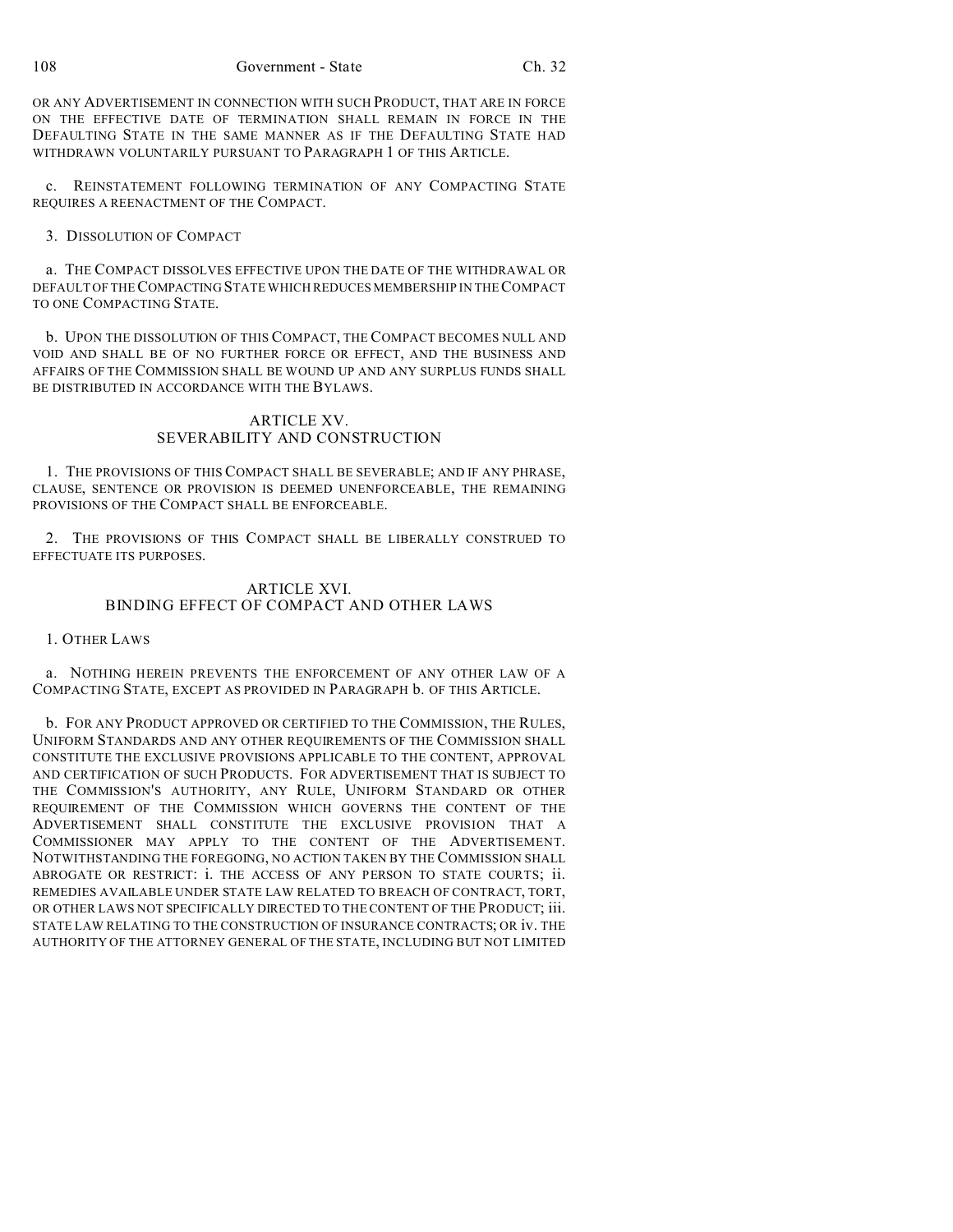OR ANY ADVERTISEMENT IN CONNECTION WITH SUCH PRODUCT, THAT ARE IN FORCE ON THE EFFECTIVE DATE OF TERMINATION SHALL REMAIN IN FORCE IN THE DEFAULTING STATE IN THE SAME MANNER AS IF THE DEFAULTING STATE HAD WITHDRAWN VOLUNTARILY PURSUANT TO PARAGRAPH 1 OF THIS ARTICLE.

c. REINSTATEMENT FOLLOWING TERMINATION OF ANY COMPACTING STATE REQUIRES A REENACTMENT OF THE COMPACT.

3. DISSOLUTION OF COMPACT

a. THE COMPACT DISSOLVES EFFECTIVE UPON THE DATE OF THE WITHDRAWAL OR DEFAULT OF THE COMPACTING STATE WHICH REDUCES MEMBERSHIP IN THE COMPACT TO ONE COMPACTING STATE.

b. UPON THE DISSOLUTION OF THIS COMPACT, THE COMPACT BECOMES NULL AND VOID AND SHALL BE OF NO FURTHER FORCE OR EFFECT, AND THE BUSINESS AND AFFAIRS OF THE COMMISSION SHALL BE WOUND UP AND ANY SURPLUS FUNDS SHALL BE DISTRIBUTED IN ACCORDANCE WITH THE BYLAWS.

## ARTICLE XV. SEVERABILITY AND CONSTRUCTION

1. THE PROVISIONS OF THIS COMPACT SHALL BE SEVERABLE; AND IF ANY PHRASE, CLAUSE, SENTENCE OR PROVISION IS DEEMED UNENFORCEABLE, THE REMAINING PROVISIONS OF THE COMPACT SHALL BE ENFORCEABLE.

2. THE PROVISIONS OF THIS COMPACT SHALL BE LIBERALLY CONSTRUED TO EFFECTUATE ITS PURPOSES.

## ARTICLE XVI. BINDING EFFECT OF COMPACT AND OTHER LAWS

1. OTHER LAWS

a. NOTHING HEREIN PREVENTS THE ENFORCEMENT OF ANY OTHER LAW OF A COMPACTING STATE, EXCEPT AS PROVIDED IN PARAGRAPH b. OF THIS ARTICLE.

b. FOR ANY PRODUCT APPROVED OR CERTIFIED TO THE COMMISSION, THE RULES, UNIFORM STANDARDS AND ANY OTHER REQUIREMENTS OF THE COMMISSION SHALL CONSTITUTE THE EXCLUSIVE PROVISIONS APPLICABLE TO THE CONTENT, APPROVAL AND CERTIFICATION OF SUCH PRODUCTS. FOR ADVERTISEMENT THAT IS SUBJECT TO THE COMMISSION'S AUTHORITY, ANY RULE, UNIFORM STANDARD OR OTHER REQUIREMENT OF THE COMMISSION WHICH GOVERNS THE CONTENT OF THE ADVERTISEMENT SHALL CONSTITUTE THE EXCLUSIVE PROVISION THAT A COMMISSIONER MAY APPLY TO THE CONTENT OF THE ADVERTISEMENT. NOTWITHSTANDING THE FOREGOING, NO ACTION TAKEN BY THE COMMISSION SHALL ABROGATE OR RESTRICT: i. THE ACCESS OF ANY PERSON TO STATE COURTS; ii. REMEDIES AVAILABLE UNDER STATE LAW RELATED TO BREACH OF CONTRACT, TORT, OR OTHER LAWS NOT SPECIFICALLY DIRECTED TO THE CONTENT OF THE PRODUCT; iii. STATE LAW RELATING TO THE CONSTRUCTION OF INSURANCE CONTRACTS; OR iv. THE AUTHORITY OF THE ATTORNEY GENERAL OF THE STATE, INCLUDING BUT NOT LIMITED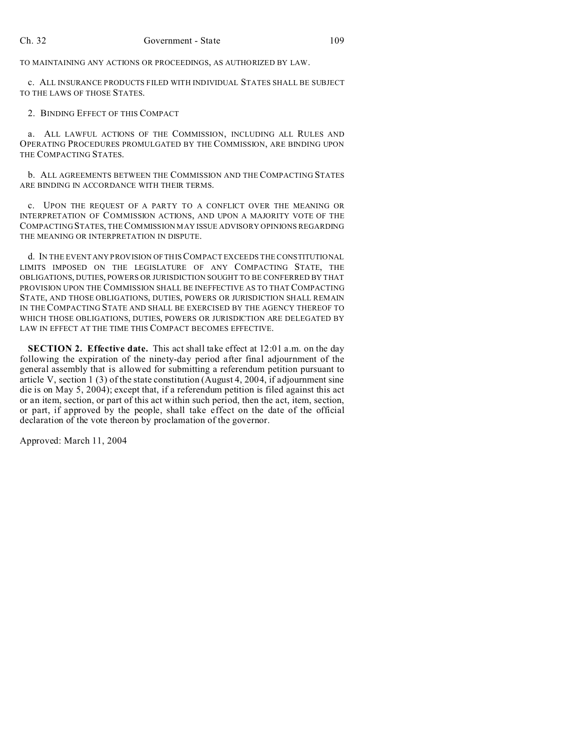TO MAINTAINING ANY ACTIONS OR PROCEEDINGS, AS AUTHORIZED BY LAW.

c. ALL INSURANCE PRODUCTS FILED WITH INDIVIDUAL STATES SHALL BE SUBJECT TO THE LAWS OF THOSE STATES.

2. BINDING EFFECT OF THIS COMPACT

a. ALL LAWFUL ACTIONS OF THE COMMISSION, INCLUDING ALL RULES AND OPERATING PROCEDURES PROMULGATED BY THE COMMISSION, ARE BINDING UPON THE COMPACTING STATES.

b. ALL AGREEMENTS BETWEEN THE COMMISSION AND THE COMPACTING STATES ARE BINDING IN ACCORDANCE WITH THEIR TERMS.

c. UPON THE REQUEST OF A PARTY TO A CONFLICT OVER THE MEANING OR INTERPRETATION OF COMMISSION ACTIONS, AND UPON A MAJORITY VOTE OF THE COMPACTING STATES, THE COMMISSION MAY ISSUE ADVISORY OPINIONS REGARDING THE MEANING OR INTERPRETATION IN DISPUTE.

d. IN THE EVENT ANY PROVISION OF THIS COMPACT EXCEEDS THE CONSTITUTIONAL LIMITS IMPOSED ON THE LEGISLATURE OF ANY COMPACTING STATE, THE OBLIGATIONS, DUTIES, POWERS OR JURISDICTION SOUGHT TO BE CONFERRED BY THAT PROVISION UPON THE COMMISSION SHALL BE INEFFECTIVE AS TO THAT COMPACTING STATE, AND THOSE OBLIGATIONS, DUTIES, POWERS OR JURISDICTION SHALL REMAIN IN THE COMPACTING STATE AND SHALL BE EXERCISED BY THE AGENCY THEREOF TO WHICH THOSE OBLIGATIONS, DUTIES, POWERS OR JURISDICTION ARE DELEGATED BY LAW IN EFFECT AT THE TIME THIS COMPACT BECOMES EFFECTIVE.

**SECTION 2. Effective date.** This act shall take effect at 12:01 a.m. on the day following the expiration of the ninety-day period after final adjournment of the general assembly that is allowed for submitting a referendum petition pursuant to article V, section 1 (3) of the state constitution (August 4, 2004, if adjournment sine die is on May 5, 2004); except that, if a referendum petition is filed against this act or an item, section, or part of this act within such period, then the act, item, section, or part, if approved by the people, shall take effect on the date of the official declaration of the vote thereon by proclamation of the governor.

Approved: March 11, 2004